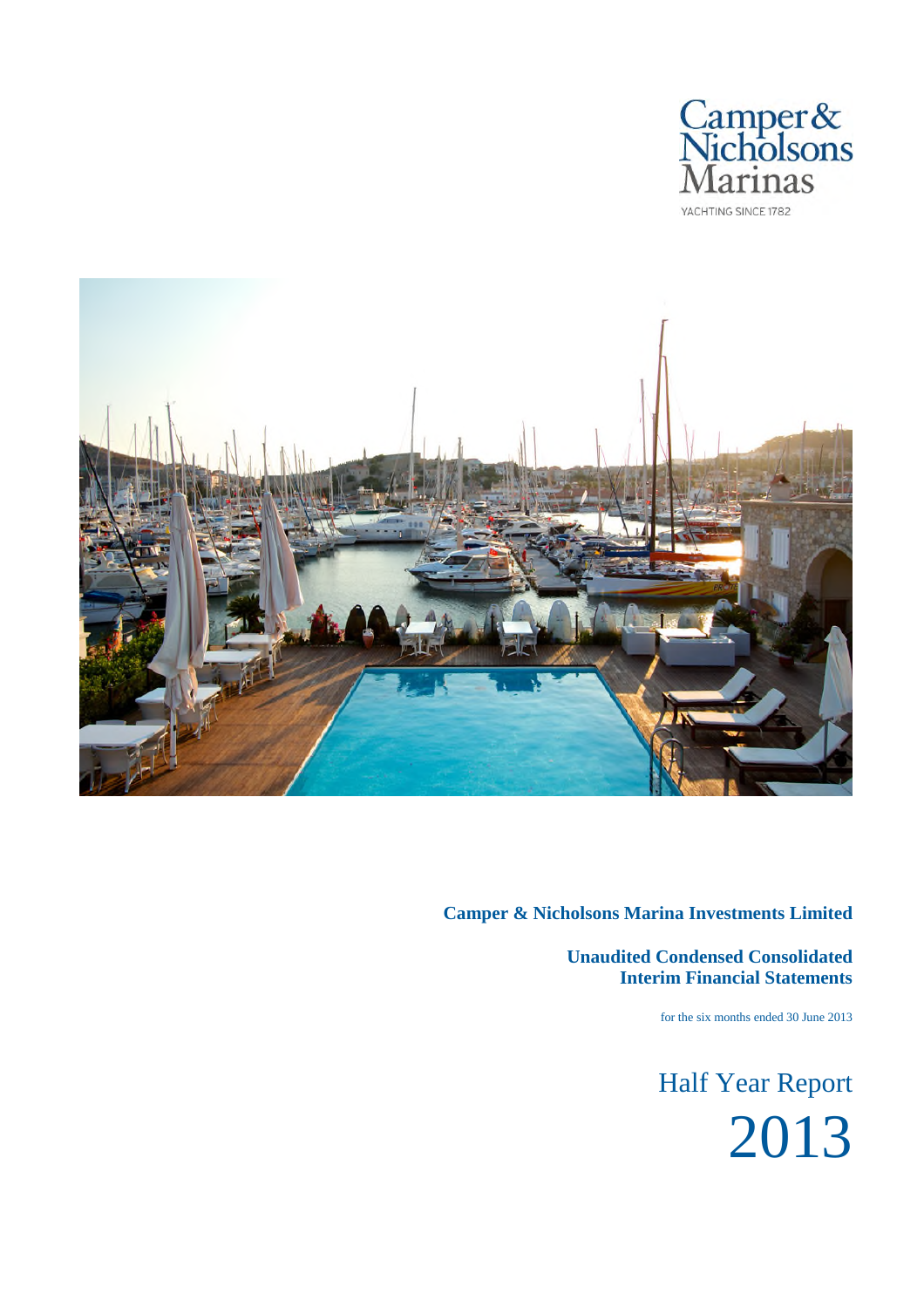Camper & Nicholsons Marinas

YACHTING SINCE 1782

**Camper & Nicholsons Marina Investments Limited**

**Unaudited Condensed Consolidated Interim Financial Statements**

for the six months ended 30 June 2013

Half Year Report

2013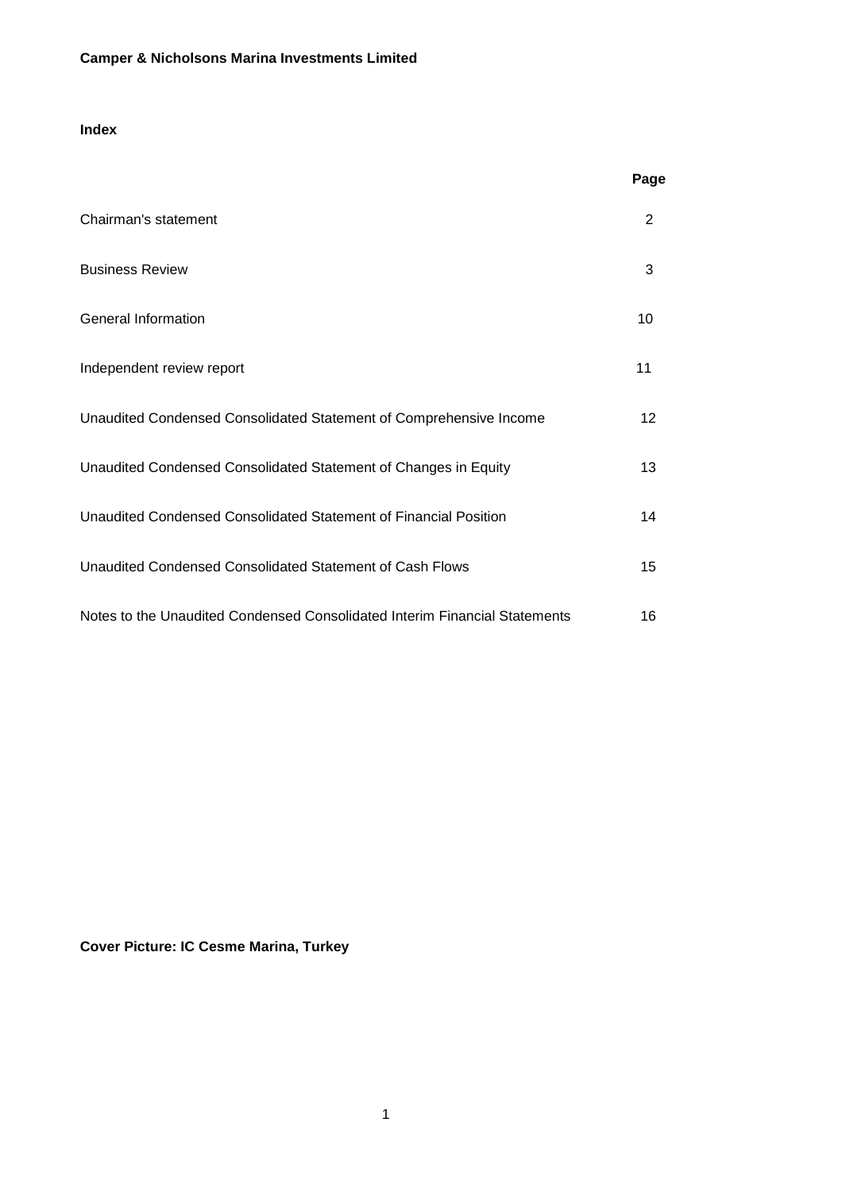**Camper & Nicholsons Marina Investments Limited**

## Index

| | Page |
|---|---|
| Chairman's statement | 2 |
| Business Review | 3 |
| General Information | 10 |
| Independent review report | 11 |
| Unaudited Condensed Consolidated Statement of Comprehensive Income | 12 |
| Unaudited Condensed Consolidated Statement of Changes in Equity | 13 |
| Unaudited Condensed Consolidated Statement of Financial Position | 14 |
| Unaudited Condensed Consolidated Statement of Cash Flows | 15 |
| Notes to the Unaudited Condensed Consolidated Interim Financial Statements | 16 |

**Cover Picture: IC Cesme Marina, Turkey**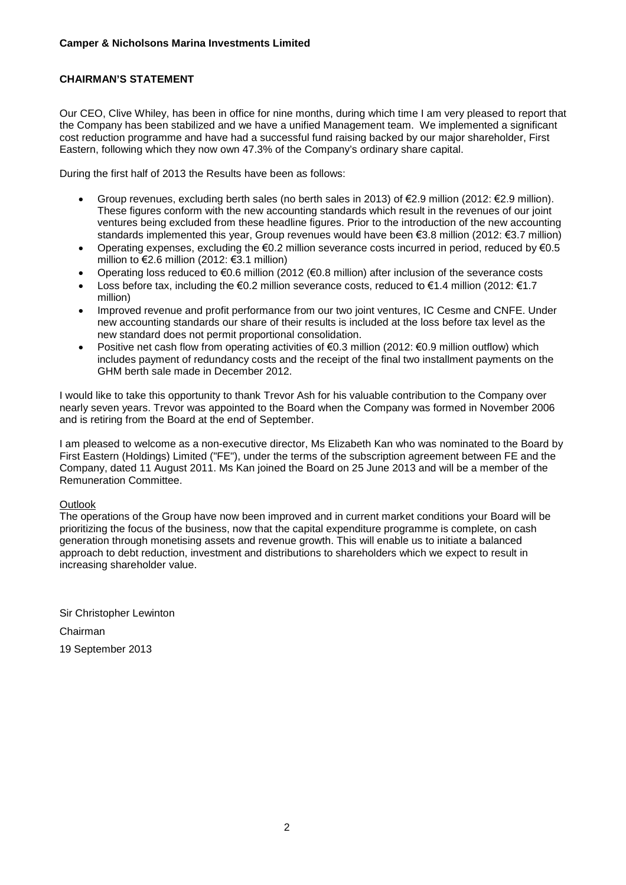**Camper & Nicholsons Marina Investments Limited**

## CHAIRMAN'S STATEMENT

Our CEO, Clive Whiley, has been in office for nine months, during which time I am very pleased to report that the Company has been stabilized and we have a unified Management team. We implemented a significant cost reduction programme and have had a successful fund raising backed by our major shareholder, First Eastern, following which they now own 47.3% of the Company's ordinary share capital.

During the first half of 2013 the Results have been as follows:

- Group revenues, excluding berth sales (no berth sales in 2013) of €2.9 million (2012: €2.9 million). These figures conform with the new accounting standards which result in the revenues of our joint ventures being excluded from these headline figures. Prior to the introduction of the new accounting standards implemented this year, Group revenues would have been €3.8 million (2012: €3.7 million)
- Operating expenses, excluding the €0.2 million severance costs incurred in period, reduced by €0.5 million to €2.6 million (2012: €3.1 million)
- Operating loss reduced to €0.6 million (2012 (€0.8 million) after inclusion of the severance costs
- Loss before tax, including the €0.2 million severance costs, reduced to €1.4 million (2012: €1.7 million)
- Improved revenue and profit performance from our two joint ventures, IC Cesme and CNFE. Under new accounting standards our share of their results is included at the loss before tax level as the new standard does not permit proportional consolidation.
- Positive net cash flow from operating activities of €0.3 million (2012: €0.9 million outflow) which includes payment of redundancy costs and the receipt of the final two installment payments on the GHM berth sale made in December 2012.

I would like to take this opportunity to thank Trevor Ash for his valuable contribution to the Company over nearly seven years. Trevor was appointed to the Board when the Company was formed in November 2006 and is retiring from the Board at the end of September.

I am pleased to welcome as a non-executive director, Ms Elizabeth Kan who was nominated to the Board by First Eastern (Holdings) Limited ("FE"), under the terms of the subscription agreement between FE and the Company, dated 11 August 2011. Ms Kan joined the Board on 25 June 2013 and will be a member of the Remuneration Committee.

### Outlook

The operations of the Group have now been improved and in current market conditions your Board will be prioritizing the focus of the business, now that the capital expenditure programme is complete, on cash generation through monetising assets and revenue growth. This will enable us to initiate a balanced approach to debt reduction, investment and distributions to shareholders which we expect to result in increasing shareholder value.

Sir Christopher Lewinton

Chairman

19 September 2013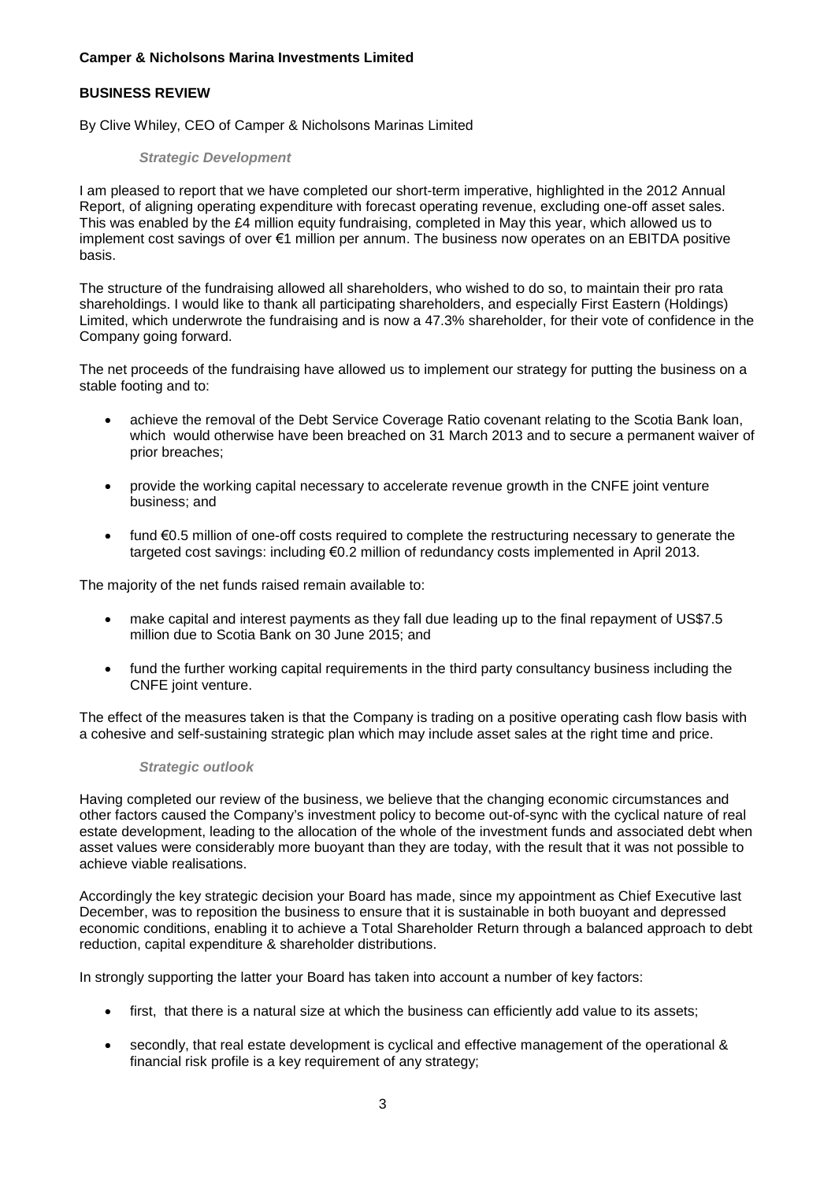**Camper & Nicholsons Marina Investments Limited**

## BUSINESS REVIEW

By Clive Whiley, CEO of Camper & Nicholsons Marinas Limited

### *Strategic Development*

I am pleased to report that we have completed our short-term imperative, highlighted in the 2012 Annual Report, of aligning operating expenditure with forecast operating revenue, excluding one-off asset sales. This was enabled by the £4 million equity fundraising, completed in May this year, which allowed us to implement cost savings of over €1 million per annum. The business now operates on an EBITDA positive basis.

The structure of the fundraising allowed all shareholders, who wished to do so, to maintain their pro rata shareholdings. I would like to thank all participating shareholders, and especially First Eastern (Holdings) Limited, which underwrote the fundraising and is now a 47.3% shareholder, for their vote of confidence in the Company going forward.

The net proceeds of the fundraising have allowed us to implement our strategy for putting the business on a stable footing and to:

- achieve the removal of the Debt Service Coverage Ratio covenant relating to the Scotia Bank loan, which would otherwise have been breached on 31 March 2013 and to secure a permanent waiver of prior breaches;
- provide the working capital necessary to accelerate revenue growth in the CNFE joint venture business; and
- fund €0.5 million of one-off costs required to complete the restructuring necessary to generate the targeted cost savings: including €0.2 million of redundancy costs implemented in April 2013.

The majority of the net funds raised remain available to:

- make capital and interest payments as they fall due leading up to the final repayment of US$7.5 million due to Scotia Bank on 30 June 2015; and
- fund the further working capital requirements in the third party consultancy business including the CNFE joint venture.

The effect of the measures taken is that the Company is trading on a positive operating cash flow basis with a cohesive and self-sustaining strategic plan which may include asset sales at the right time and price.

### *Strategic outlook*

Having completed our review of the business, we believe that the changing economic circumstances and other factors caused the Company's investment policy to become out-of-sync with the cyclical nature of real estate development, leading to the allocation of the whole of the investment funds and associated debt when asset values were considerably more buoyant than they are today, with the result that it was not possible to achieve viable realisations.

Accordingly the key strategic decision your Board has made, since my appointment as Chief Executive last December, was to reposition the business to ensure that it is sustainable in both buoyant and depressed economic conditions, enabling it to achieve a Total Shareholder Return through a balanced approach to debt reduction, capital expenditure & shareholder distributions.

In strongly supporting the latter your Board has taken into account a number of key factors:

- first, that there is a natural size at which the business can efficiently add value to its assets;
- secondly, that real estate development is cyclical and effective management of the operational & financial risk profile is a key requirement of any strategy;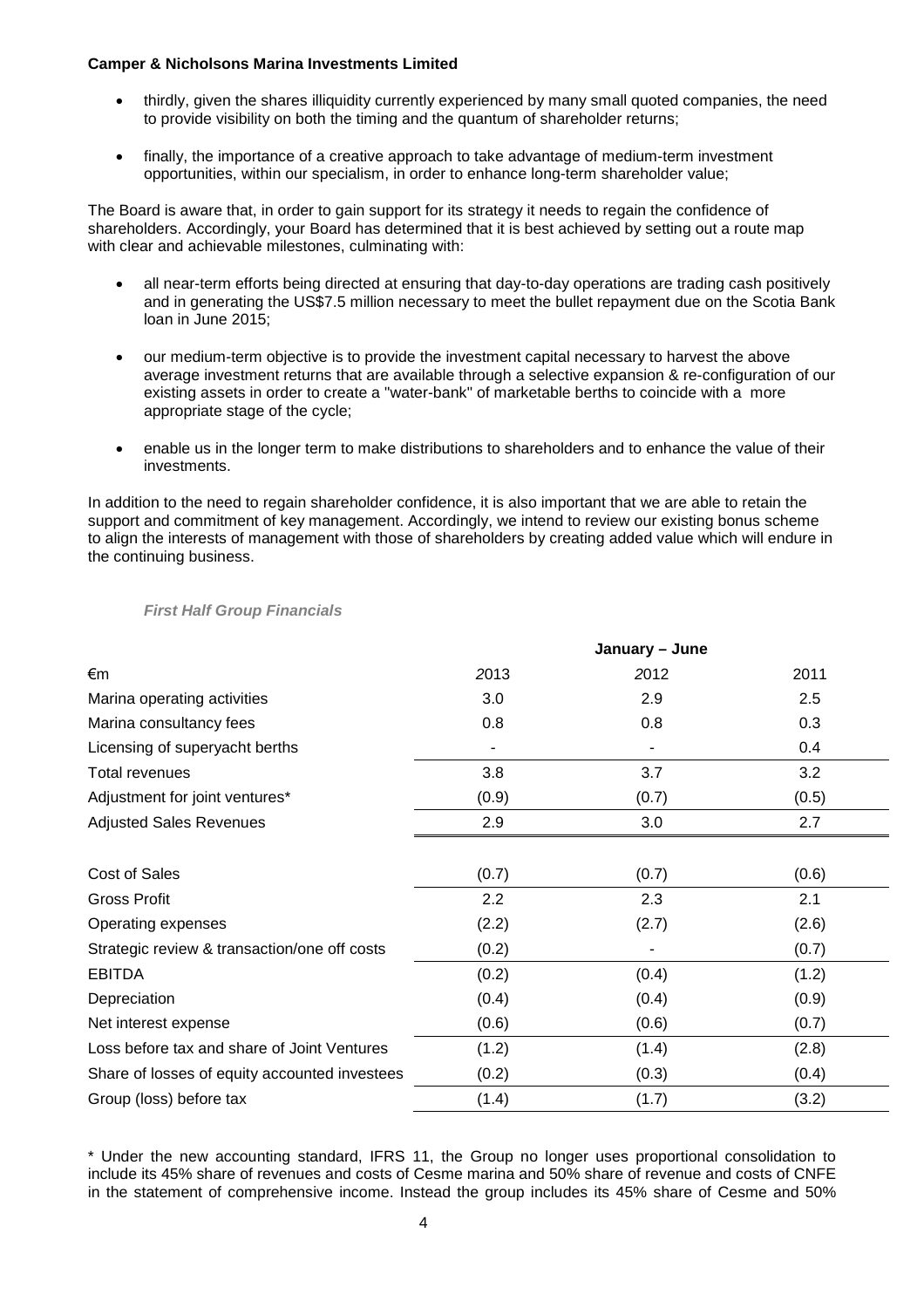**Camper & Nicholsons Marina Investments Limited**

- thirdly, given the shares illiquidity currently experienced by many small quoted companies, the need to provide visibility on both the timing and the quantum of shareholder returns;
- finally, the importance of a creative approach to take advantage of medium-term investment opportunities, within our specialism, in order to enhance long-term shareholder value;

The Board is aware that, in order to gain support for its strategy it needs to regain the confidence of shareholders. Accordingly, your Board has determined that it is best achieved by setting out a route map with clear and achievable milestones, culminating with:

- all near-term efforts being directed at ensuring that day-to-day operations are trading cash positively and in generating the US$7.5 million necessary to meet the bullet repayment due on the Scotia Bank loan in June 2015;
- our medium-term objective is to provide the investment capital necessary to harvest the above average investment returns that are available through a selective expansion & re-configuration of our existing assets in order to create a "water-bank" of marketable berths to coincide with a more appropriate stage of the cycle;
- enable us in the longer term to make distributions to shareholders and to enhance the value of their investments.

In addition to the need to regain shareholder confidence, it is also important that we are able to retain the support and commitment of key management. Accordingly, we intend to review our existing bonus scheme to align the interests of management with those of shareholders by creating added value which will endure in the continuing business.

***First Half Group Financials***

| | January – June | | |
|---|---|---|---|
| €m | 2013 | 2012 | 2011 |
| Marina operating activities | 3.0 | 2.9 | 2.5 |
| Marina consultancy fees | 0.8 | 0.8 | 0.3 |
| Licensing of superyacht berths | - | - | 0.4 |
| Total revenues | 3.8 | 3.7 | 3.2 |
| Adjustment for joint ventures* | (0.9) | (0.7) | (0.5) |
| Adjusted Sales Revenues | 2.9 | 3.0 | 2.7 |
| | | | |
| Cost of Sales | (0.7) | (0.7) | (0.6) |
| Gross Profit | 2.2 | 2.3 | 2.1 |
| Operating expenses | (2.2) | (2.7) | (2.6) |
| Strategic review & transaction/one off costs | (0.2) | - | (0.7) |
| EBITDA | (0.2) | (0.4) | (1.2) |
| Depreciation | (0.4) | (0.4) | (0.9) |
| Net interest expense | (0.6) | (0.6) | (0.7) |
| Loss before tax and share of Joint Ventures | (1.2) | (1.4) | (2.8) |
| Share of losses of equity accounted investees | (0.2) | (0.3) | (0.4) |
| Group (loss) before tax | (1.4) | (1.7) | (3.2) |

\* Under the new accounting standard, IFRS 11, the Group no longer uses proportional consolidation to include its 45% share of revenues and costs of Cesme marina and 50% share of revenue and costs of CNFE in the statement of comprehensive income. Instead the group includes its 45% share of Cesme and 50%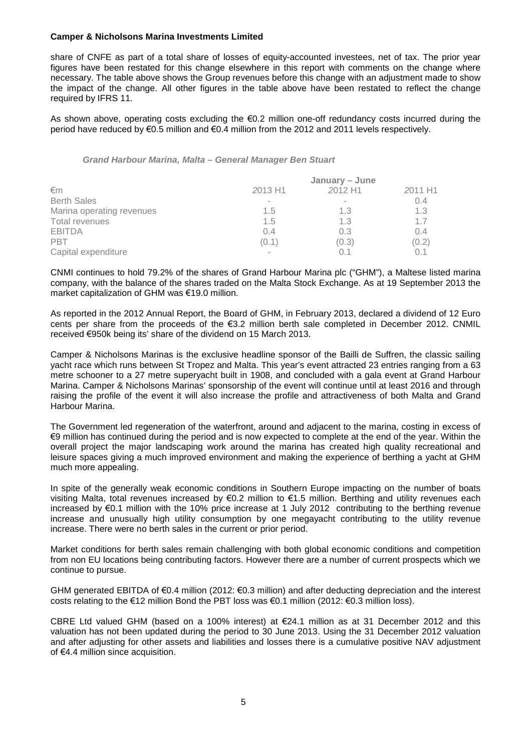share of CNFE as part of a total share of losses of equity-accounted investees, net of tax. The prior year figures have been restated for this change elsewhere in this report with comments on the change where necessary. The table above shows the Group revenues before this change with an adjustment made to show the impact of the change. All other figures in the table above have been restated to reflect the change required by IFRS 11.

As shown above, operating costs excluding the €0.2 million one-off redundancy costs incurred during the period have reduced by €0.5 million and €0.4 million from the 2012 and 2011 levels respectively.

### *Grand Harbour Marina, Malta – General Manager Ben Stuart*

| | **January – June** | | |
|---|---|---|---|
| €m | *2013 H1* | *2012 H1* | *2011 H1* |
| Berth Sales | - | - | 0.4 |
| Marina operating revenues | 1.5 | 1.3 | 1.3 |
| Total revenues | 1.5 | 1.3 | 1.7 |
| EBITDA | 0.4 | 0.3 | 0.4 |
| PBT | (0.1) | (0.3) | (0.2) |
| Capital expenditure | - | 0.1 | 0.1 |

CNMI continues to hold 79.2% of the shares of Grand Harbour Marina plc ("GHM"), a Maltese listed marina company, with the balance of the shares traded on the Malta Stock Exchange. As at 19 September 2013 the market capitalization of GHM was €19.0 million.

As reported in the 2012 Annual Report, the Board of GHM, in February 2013, declared a dividend of 12 Euro cents per share from the proceeds of the €3.2 million berth sale completed in December 2012. CNMIL received €950k being its' share of the dividend on 15 March 2013.

Camper & Nicholsons Marinas is the exclusive headline sponsor of the Bailli de Suffren, the classic sailing yacht race which runs between St Tropez and Malta. This year's event attracted 23 entries ranging from a 63 metre schooner to a 27 metre superyacht built in 1908, and concluded with a gala event at Grand Harbour Marina. Camper & Nicholsons Marinas' sponsorship of the event will continue until at least 2016 and through raising the profile of the event it will also increase the profile and attractiveness of both Malta and Grand Harbour Marina.

The Government led regeneration of the waterfront, around and adjacent to the marina, costing in excess of €9 million has continued during the period and is now expected to complete at the end of the year. Within the overall project the major landscaping work around the marina has created high quality recreational and leisure spaces giving a much improved environment and making the experience of berthing a yacht at GHM much more appealing.

In spite of the generally weak economic conditions in Southern Europe impacting on the number of boats visiting Malta, total revenues increased by €0.2 million to €1.5 million. Berthing and utility revenues each increased by €0.1 million with the 10% price increase at 1 July 2012 contributing to the berthing revenue increase and unusually high utility consumption by one megayacht contributing to the utility revenue increase. There were no berth sales in the current or prior period.

Market conditions for berth sales remain challenging with both global economic conditions and competition from non EU locations being contributing factors. However there are a number of current prospects which we continue to pursue.

GHM generated EBITDA of €0.4 million (2012: €0.3 million) and after deducting depreciation and the interest costs relating to the €12 million Bond the PBT loss was €0.1 million (2012: €0.3 million loss).

CBRE Ltd valued GHM (based on a 100% interest) at €24.1 million as at 31 December 2012 and this valuation has not been updated during the period to 30 June 2013. Using the 31 December 2012 valuation and after adjusting for other assets and liabilities and losses there is a cumulative positive NAV adjustment of €4.4 million since acquisition.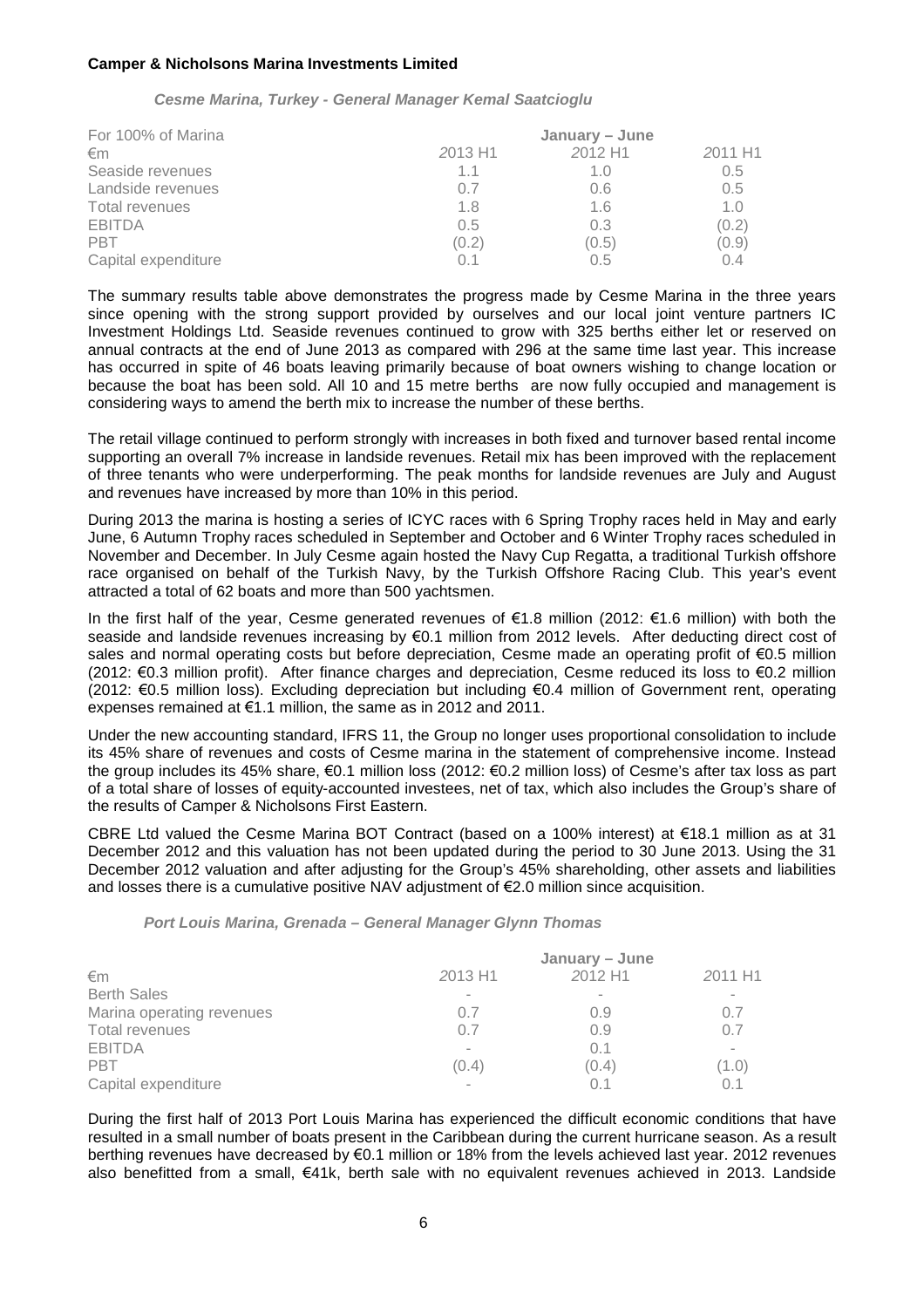**Camper & Nicholsons Marina Investments Limited**

### *Cesme Marina, Turkey - General Manager Kemal Saatcioglu*

| For 100% of Marina | January – June | | |
|---|---|---|---|
| €m | *2013 H1* | *2012 H1* | *2011 H1* |
| Seaside revenues | 1.1 | 1.0 | 0.5 |
| Landside revenues | 0.7 | 0.6 | 0.5 |
| Total revenues | 1.8 | 1.6 | 1.0 |
| EBITDA | 0.5 | 0.3 | (0.2) |
| PBT | (0.2) | (0.5) | (0.9) |
| Capital expenditure | 0.1 | 0.5 | 0.4 |

The summary results table above demonstrates the progress made by Cesme Marina in the three years since opening with the strong support provided by ourselves and our local joint venture partners IC Investment Holdings Ltd. Seaside revenues continued to grow with 325 berths either let or reserved on annual contracts at the end of June 2013 as compared with 296 at the same time last year. This increase has occurred in spite of 46 boats leaving primarily because of boat owners wishing to change location or because the boat has been sold. All 10 and 15 metre berths are now fully occupied and management is considering ways to amend the berth mix to increase the number of these berths.

The retail village continued to perform strongly with increases in both fixed and turnover based rental income supporting an overall 7% increase in landside revenues. Retail mix has been improved with the replacement of three tenants who were underperforming. The peak months for landside revenues are July and August and revenues have increased by more than 10% in this period.

During 2013 the marina is hosting a series of ICYC races with 6 Spring Trophy races held in May and early June, 6 Autumn Trophy races scheduled in September and October and 6 Winter Trophy races scheduled in November and December. In July Cesme again hosted the Navy Cup Regatta, a traditional Turkish offshore race organised on behalf of the Turkish Navy, by the Turkish Offshore Racing Club. This year's event attracted a total of 62 boats and more than 500 yachtsmen.

In the first half of the year, Cesme generated revenues of €1.8 million (2012: €1.6 million) with both the seaside and landside revenues increasing by €0.1 million from 2012 levels. After deducting direct cost of sales and normal operating costs but before depreciation, Cesme made an operating profit of €0.5 million (2012: €0.3 million profit). After finance charges and depreciation, Cesme reduced its loss to €0.2 million (2012: €0.5 million loss). Excluding depreciation but including €0.4 million of Government rent, operating expenses remained at €1.1 million, the same as in 2012 and 2011.

Under the new accounting standard, IFRS 11, the Group no longer uses proportional consolidation to include its 45% share of revenues and costs of Cesme marina in the statement of comprehensive income. Instead the group includes its 45% share, €0.1 million loss (2012: €0.2 million loss) of Cesme's after tax loss as part of a total share of losses of equity-accounted investees, net of tax, which also includes the Group's share of the results of Camper & Nicholsons First Eastern.

CBRE Ltd valued the Cesme Marina BOT Contract (based on a 100% interest) at €18.1 million as at 31 December 2012 and this valuation has not been updated during the period to 30 June 2013. Using the 31 December 2012 valuation and after adjusting for the Group's 45% shareholding, other assets and liabilities and losses there is a cumulative positive NAV adjustment of €2.0 million since acquisition.

### *Port Louis Marina, Grenada – General Manager Glynn Thomas*

| | January – June | | |
|---|---|---|---|
| €m | *2013 H1* | *2012 H1* | *2011 H1* |
| Berth Sales | - | - | - |
| Marina operating revenues | 0.7 | 0.9 | 0.7 |
| Total revenues | 0.7 | 0.9 | 0.7 |
| EBITDA | - | 0.1 | - |
| PBT | (0.4) | (0.4) | (1.0) |
| Capital expenditure | - | 0.1 | 0.1 |

During the first half of 2013 Port Louis Marina has experienced the difficult economic conditions that have resulted in a small number of boats present in the Caribbean during the current hurricane season. As a result berthing revenues have decreased by €0.1 million or 18% from the levels achieved last year. 2012 revenues also benefitted from a small, €41k, berth sale with no equivalent revenues achieved in 2013. Landside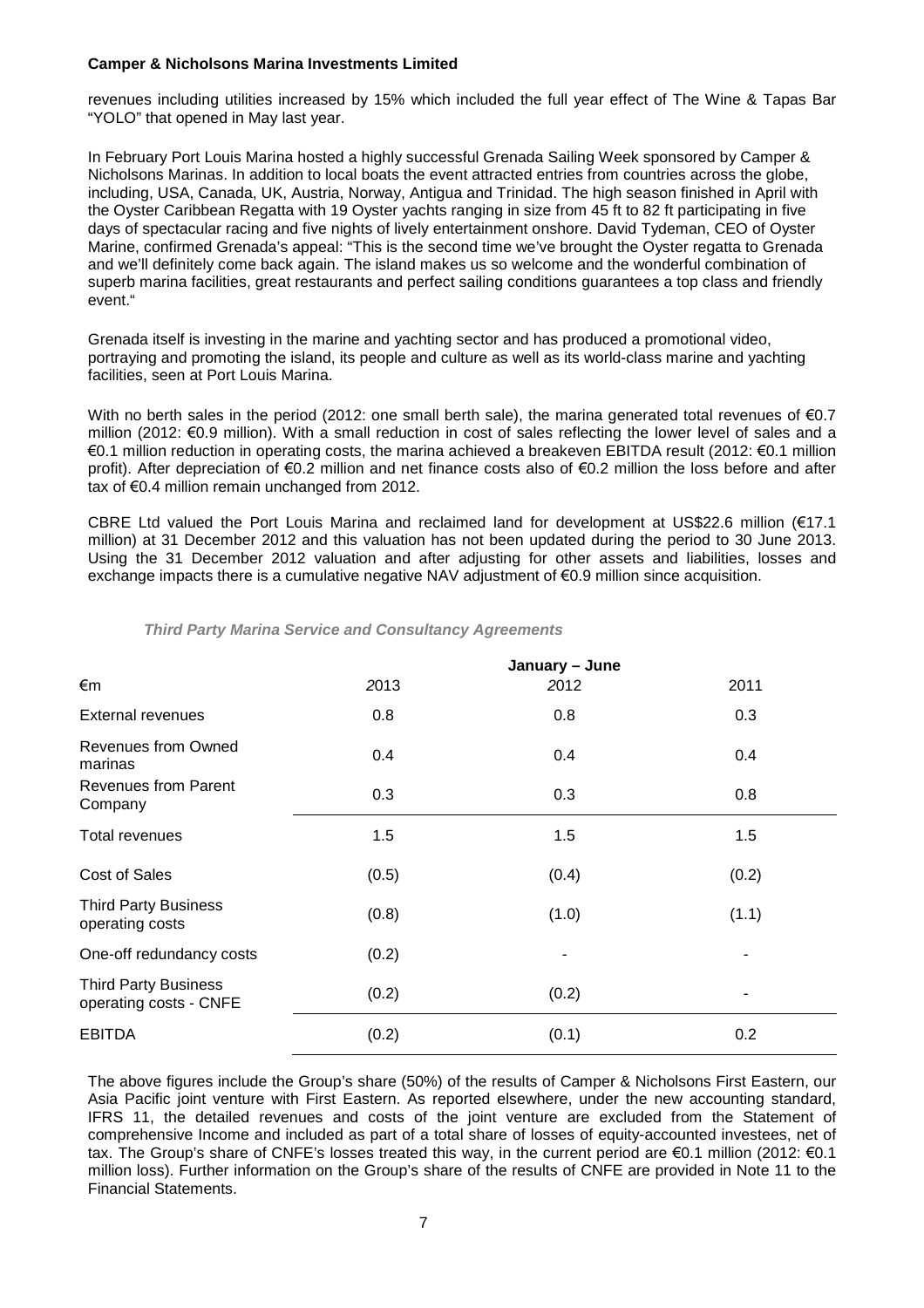revenues including utilities increased by 15% which included the full year effect of The Wine & Tapas Bar "YOLO" that opened in May last year.

In February Port Louis Marina hosted a highly successful Grenada Sailing Week sponsored by Camper & Nicholsons Marinas. In addition to local boats the event attracted entries from countries across the globe, including, USA, Canada, UK, Austria, Norway, Antigua and Trinidad. The high season finished in April with the Oyster Caribbean Regatta with 19 Oyster yachts ranging in size from 45 ft to 82 ft participating in five days of spectacular racing and five nights of lively entertainment onshore. David Tydeman, CEO of Oyster Marine, confirmed Grenada's appeal: "This is the second time we've brought the Oyster regatta to Grenada and we'll definitely come back again. The island makes us so welcome and the wonderful combination of superb marina facilities, great restaurants and perfect sailing conditions guarantees a top class and friendly event."

Grenada itself is investing in the marine and yachting sector and has produced a promotional video, portraying and promoting the island, its people and culture as well as its world-class marine and yachting facilities, seen at Port Louis Marina.

With no berth sales in the period (2012: one small berth sale), the marina generated total revenues of €0.7 million (2012: €0.9 million). With a small reduction in cost of sales reflecting the lower level of sales and a €0.1 million reduction in operating costs, the marina achieved a breakeven EBITDA result (2012: €0.1 million profit). After depreciation of €0.2 million and net finance costs also of €0.2 million the loss before and after tax of €0.4 million remain unchanged from 2012.

CBRE Ltd valued the Port Louis Marina and reclaimed land for development at US$22.6 million (€17.1 million) at 31 December 2012 and this valuation has not been updated during the period to 30 June 2013. Using the 31 December 2012 valuation and after adjusting for other assets and liabilities, losses and exchange impacts there is a cumulative negative NAV adjustment of €0.9 million since acquisition.

***Third Party Marina Service and Consultancy Agreements***

| | January – June | | |
|---|---|---|---|
| €m | *2013* | *2012* | 2011 |
| External revenues | 0.8 | 0.8 | 0.3 |
| Revenues from Owned marinas | 0.4 | 0.4 | 0.4 |
| Revenues from Parent Company | 0.3 | 0.3 | 0.8 |
| Total revenues | 1.5 | 1.5 | 1.5 |
| Cost of Sales | (0.5) | (0.4) | (0.2) |
| Third Party Business operating costs | (0.8) | (1.0) | (1.1) |
| One-off redundancy costs | (0.2) | - | - |
| Third Party Business operating costs - CNFE | (0.2) | (0.2) | - |
| EBITDA | (0.2) | (0.1) | 0.2 |

The above figures include the Group's share (50%) of the results of Camper & Nicholsons First Eastern, our Asia Pacific joint venture with First Eastern. As reported elsewhere, under the new accounting standard, IFRS 11, the detailed revenues and costs of the joint venture are excluded from the Statement of comprehensive Income and included as part of a total share of losses of equity-accounted investees, net of tax. The Group's share of CNFE's losses treated this way, in the current period are €0.1 million (2012: €0.1 million loss). Further information on the Group's share of the results of CNFE are provided in Note 11 to the Financial Statements.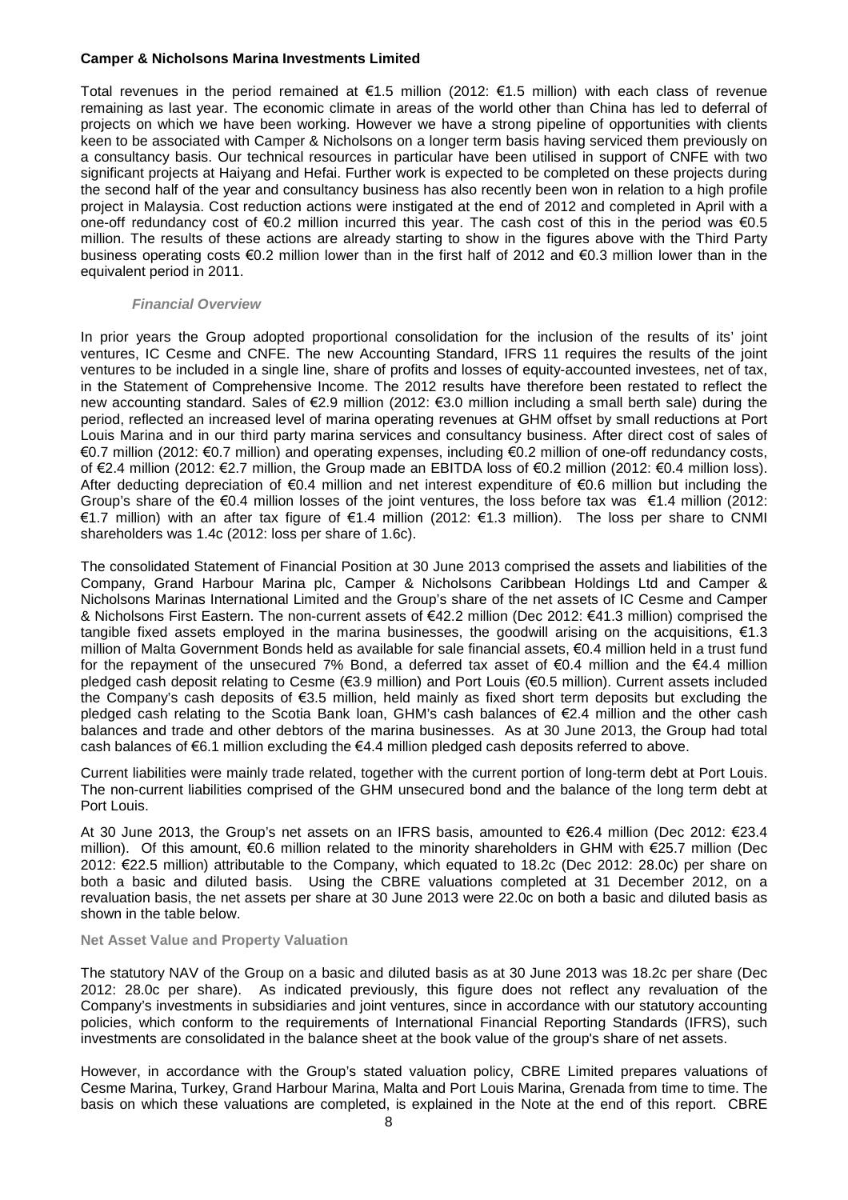**Camper & Nicholsons Marina Investments Limited**

Total revenues in the period remained at €1.5 million (2012: €1.5 million) with each class of revenue remaining as last year. The economic climate in areas of the world other than China has led to deferral of projects on which we have been working. However we have a strong pipeline of opportunities with clients keen to be associated with Camper & Nicholsons on a longer term basis having serviced them previously on a consultancy basis. Our technical resources in particular have been utilised in support of CNFE with two significant projects at Haiyang and Hefai. Further work is expected to be completed on these projects during the second half of the year and consultancy business has also recently been won in relation to a high profile project in Malaysia. Cost reduction actions were instigated at the end of 2012 and completed in April with a one-off redundancy cost of €0.2 million incurred this year. The cash cost of this in the period was €0.5 million. The results of these actions are already starting to show in the figures above with the Third Party business operating costs €0.2 million lower than in the first half of 2012 and €0.3 million lower than in the equivalent period in 2011.

### *Financial Overview*

In prior years the Group adopted proportional consolidation for the inclusion of the results of its' joint ventures, IC Cesme and CNFE. The new Accounting Standard, IFRS 11 requires the results of the joint ventures to be included in a single line, share of profits and losses of equity-accounted investees, net of tax, in the Statement of Comprehensive Income. The 2012 results have therefore been restated to reflect the new accounting standard. Sales of €2.9 million (2012: €3.0 million including a small berth sale) during the period, reflected an increased level of marina operating revenues at GHM offset by small reductions at Port Louis Marina and in our third party marina services and consultancy business. After direct cost of sales of €0.7 million (2012: €0.7 million) and operating expenses, including €0.2 million of one-off redundancy costs, of €2.4 million (2012: €2.7 million, the Group made an EBITDA loss of €0.2 million (2012: €0.4 million loss). After deducting depreciation of €0.4 million and net interest expenditure of €0.6 million but including the Group's share of the €0.4 million losses of the joint ventures, the loss before tax was €1.4 million (2012: €1.7 million) with an after tax figure of €1.4 million (2012: €1.3 million). The loss per share to CNMI shareholders was 1.4c (2012: loss per share of 1.6c).

The consolidated Statement of Financial Position at 30 June 2013 comprised the assets and liabilities of the Company, Grand Harbour Marina plc, Camper & Nicholsons Caribbean Holdings Ltd and Camper & Nicholsons Marinas International Limited and the Group's share of the net assets of IC Cesme and Camper & Nicholsons First Eastern. The non-current assets of €42.2 million (Dec 2012: €41.3 million) comprised the tangible fixed assets employed in the marina businesses, the goodwill arising on the acquisitions, €1.3 million of Malta Government Bonds held as available for sale financial assets, €0.4 million held in a trust fund for the repayment of the unsecured 7% Bond, a deferred tax asset of €0.4 million and the €4.4 million pledged cash deposit relating to Cesme (€3.9 million) and Port Louis (€0.5 million). Current assets included the Company's cash deposits of €3.5 million, held mainly as fixed short term deposits but excluding the pledged cash relating to the Scotia Bank loan, GHM's cash balances of €2.4 million and the other cash balances and trade and other debtors of the marina businesses. As at 30 June 2013, the Group had total cash balances of €6.1 million excluding the €4.4 million pledged cash deposits referred to above.

Current liabilities were mainly trade related, together with the current portion of long-term debt at Port Louis. The non-current liabilities comprised of the GHM unsecured bond and the balance of the long term debt at Port Louis.

At 30 June 2013, the Group's net assets on an IFRS basis, amounted to €26.4 million (Dec 2012: €23.4 million). Of this amount, €0.6 million related to the minority shareholders in GHM with €25.7 million (Dec 2012: €22.5 million) attributable to the Company, which equated to 18.2c (Dec 2012: 28.0c) per share on both a basic and diluted basis. Using the CBRE valuations completed at 31 December 2012, on a revaluation basis, the net assets per share at 30 June 2013 were 22.0c on both a basic and diluted basis as shown in the table below.

### Net Asset Value and Property Valuation

The statutory NAV of the Group on a basic and diluted basis as at 30 June 2013 was 18.2c per share (Dec 2012: 28.0c per share). As indicated previously, this figure does not reflect any revaluation of the Company's investments in subsidiaries and joint ventures, since in accordance with our statutory accounting policies, which conform to the requirements of International Financial Reporting Standards (IFRS), such investments are consolidated in the balance sheet at the book value of the group's share of net assets.

However, in accordance with the Group's stated valuation policy, CBRE Limited prepares valuations of Cesme Marina, Turkey, Grand Harbour Marina, Malta and Port Louis Marina, Grenada from time to time. The basis on which these valuations are completed, is explained in the Note at the end of this report. CBRE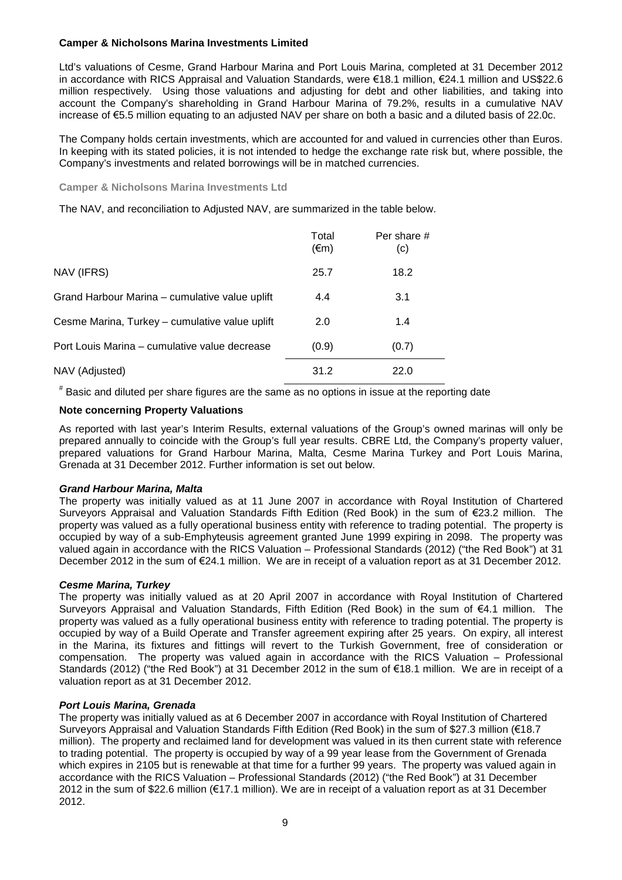**Camper & Nicholsons Marina Investments Limited**

Ltd's valuations of Cesme, Grand Harbour Marina and Port Louis Marina, completed at 31 December 2012 in accordance with RICS Appraisal and Valuation Standards, were €18.1 million, €24.1 million and US$22.6 million respectively. Using those valuations and adjusting for debt and other liabilities, and taking into account the Company's shareholding in Grand Harbour Marina of 79.2%, results in a cumulative NAV increase of €5.5 million equating to an adjusted NAV per share on both a basic and a diluted basis of 22.0c.

The Company holds certain investments, which are accounted for and valued in currencies other than Euros. In keeping with its stated policies, it is not intended to hedge the exchange rate risk but, where possible, the Company's investments and related borrowings will be in matched currencies.

**Camper & Nicholsons Marina Investments Ltd**

The NAV, and reconciliation to Adjusted NAV, are summarized in the table below.

| | Total (€m) | Per share # (c) |
|---|---|---|
| NAV (IFRS) | 25.7 | 18.2 |
| Grand Harbour Marina – cumulative value uplift | 4.4 | 3.1 |
| Cesme Marina, Turkey – cumulative value uplift | 2.0 | 1.4 |
| Port Louis Marina – cumulative value decrease | (0.9) | (0.7) |
| NAV (Adjusted) | 31.2 | 22.0 |

# Basic and diluted per share figures are the same as no options in issue at the reporting date

**Note concerning Property Valuations**

As reported with last year's Interim Results, external valuations of the Group's owned marinas will only be prepared annually to coincide with the Group's full year results. CBRE Ltd, the Company's property valuer, prepared valuations for Grand Harbour Marina, Malta, Cesme Marina Turkey and Port Louis Marina, Grenada at 31 December 2012. Further information is set out below.

***Grand Harbour Marina, Malta***

The property was initially valued as at 11 June 2007 in accordance with Royal Institution of Chartered Surveyors Appraisal and Valuation Standards Fifth Edition (Red Book) in the sum of €23.2 million. The property was valued as a fully operational business entity with reference to trading potential. The property is occupied by way of a sub-Emphyteusis agreement granted June 1999 expiring in 2098. The property was valued again in accordance with the RICS Valuation – Professional Standards (2012) ("the Red Book") at 31 December 2012 in the sum of €24.1 million. We are in receipt of a valuation report as at 31 December 2012.

***Cesme Marina, Turkey***

The property was initially valued as at 20 April 2007 in accordance with Royal Institution of Chartered Surveyors Appraisal and Valuation Standards, Fifth Edition (Red Book) in the sum of €4.1 million. The property was valued as a fully operational business entity with reference to trading potential. The property is occupied by way of a Build Operate and Transfer agreement expiring after 25 years. On expiry, all interest in the Marina, its fixtures and fittings will revert to the Turkish Government, free of consideration or compensation. The property was valued again in accordance with the RICS Valuation – Professional Standards (2012) ("the Red Book") at 31 December 2012 in the sum of €18.1 million. We are in receipt of a valuation report as at 31 December 2012.

***Port Louis Marina, Grenada***

The property was initially valued as at 6 December 2007 in accordance with Royal Institution of Chartered Surveyors Appraisal and Valuation Standards Fifth Edition (Red Book) in the sum of $27.3 million (€18.7 million). The property and reclaimed land for development was valued in its then current state with reference to trading potential. The property is occupied by way of a 99 year lease from the Government of Grenada which expires in 2105 but is renewable at that time for a further 99 years. The property was valued again in accordance with the RICS Valuation – Professional Standards (2012) ("the Red Book") at 31 December 2012 in the sum of $22.6 million (€17.1 million). We are in receipt of a valuation report as at 31 December 2012.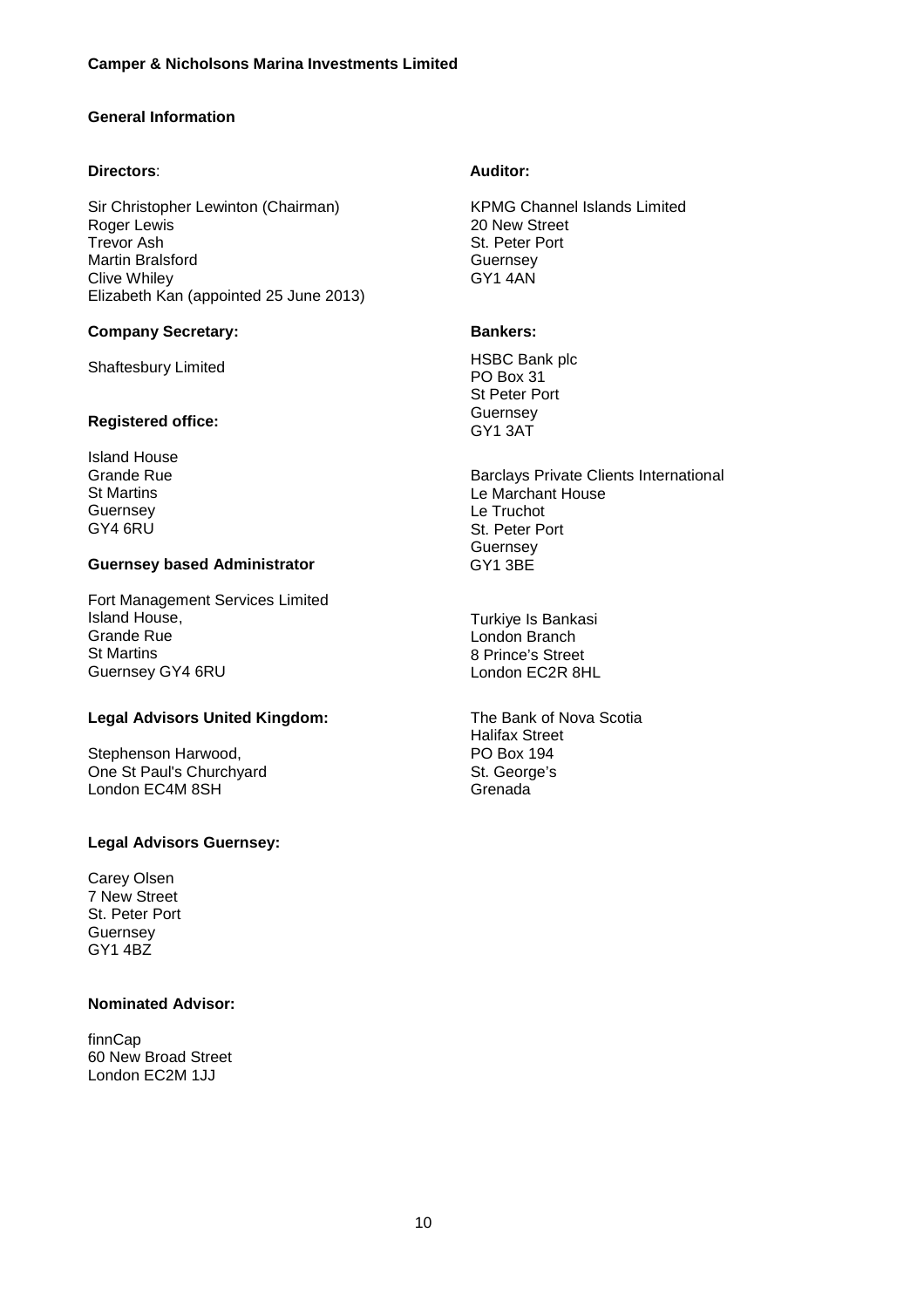# Camper & Nicholsons Marina Investments Limited

## General Information

**Directors**:

Sir Christopher Lewinton (Chairman)
Roger Lewis
Trevor Ash
Martin Bralsford
Clive Whiley
Elizabeth Kan (appointed 25 June 2013)

**Company Secretary:**

Shaftesbury Limited

**Registered office:**

Island House
Grande Rue
St Martins
Guernsey
GY4 6RU

**Guernsey based Administrator**

Fort Management Services Limited
Island House,
Grande Rue
St Martins
Guernsey GY4 6RU

**Legal Advisors United Kingdom:**

Stephenson Harwood,
One St Paul's Churchyard
London EC4M 8SH

**Legal Advisors Guernsey:**

Carey Olsen
7 New Street
St. Peter Port
Guernsey
GY1 4BZ

**Nominated Advisor:**

finnCap
60 New Broad Street
London EC2M 1JJ

**Auditor:**

KPMG Channel Islands Limited
20 New Street
St. Peter Port
Guernsey
GY1 4AN

**Bankers:**

HSBC Bank plc
PO Box 31
St Peter Port
Guernsey
GY1 3AT

Barclays Private Clients International
Le Marchant House
Le Truchot
St. Peter Port
Guernsey
GY1 3BE

Turkiye Is Bankasi
London Branch
8 Prince's Street
London EC2R 8HL

The Bank of Nova Scotia
Halifax Street
PO Box 194
St. George's
Grenada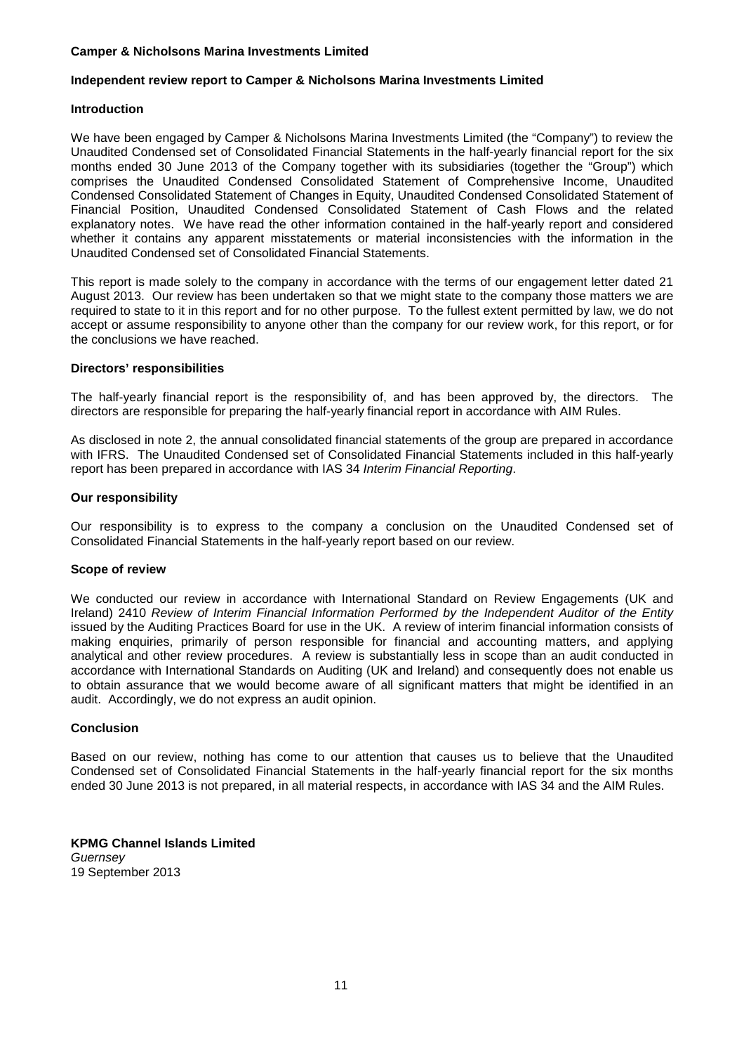**Camper & Nicholsons Marina Investments Limited**

## Independent review report to Camper & Nicholsons Marina Investments Limited

### Introduction

We have been engaged by Camper & Nicholsons Marina Investments Limited (the "Company") to review the Unaudited Condensed set of Consolidated Financial Statements in the half-yearly financial report for the six months ended 30 June 2013 of the Company together with its subsidiaries (together the "Group") which comprises the Unaudited Condensed Consolidated Statement of Comprehensive Income, Unaudited Condensed Consolidated Statement of Changes in Equity, Unaudited Condensed Consolidated Statement of Financial Position, Unaudited Condensed Consolidated Statement of Cash Flows and the related explanatory notes. We have read the other information contained in the half-yearly report and considered whether it contains any apparent misstatements or material inconsistencies with the information in the Unaudited Condensed set of Consolidated Financial Statements.

This report is made solely to the company in accordance with the terms of our engagement letter dated 21 August 2013. Our review has been undertaken so that we might state to the company those matters we are required to state to it in this report and for no other purpose. To the fullest extent permitted by law, we do not accept or assume responsibility to anyone other than the company for our review work, for this report, or for the conclusions we have reached.

### Directors' responsibilities

The half-yearly financial report is the responsibility of, and has been approved by, the directors. The directors are responsible for preparing the half-yearly financial report in accordance with AIM Rules.

As disclosed in note 2, the annual consolidated financial statements of the group are prepared in accordance with IFRS. The Unaudited Condensed set of Consolidated Financial Statements included in this half-yearly report has been prepared in accordance with IAS 34 *Interim Financial Reporting*.

### Our responsibility

Our responsibility is to express to the company a conclusion on the Unaudited Condensed set of Consolidated Financial Statements in the half-yearly report based on our review.

### Scope of review

We conducted our review in accordance with International Standard on Review Engagements (UK and Ireland) 2410 *Review of Interim Financial Information Performed by the Independent Auditor of the Entity* issued by the Auditing Practices Board for use in the UK. A review of interim financial information consists of making enquiries, primarily of person responsible for financial and accounting matters, and applying analytical and other review procedures. A review is substantially less in scope than an audit conducted in accordance with International Standards on Auditing (UK and Ireland) and consequently does not enable us to obtain assurance that we would become aware of all significant matters that might be identified in an audit. Accordingly, we do not express an audit opinion.

### Conclusion

Based on our review, nothing has come to our attention that causes us to believe that the Unaudited Condensed set of Consolidated Financial Statements in the half-yearly financial report for the six months ended 30 June 2013 is not prepared, in all material respects, in accordance with IAS 34 and the AIM Rules.

**KPMG Channel Islands Limited**
*Guernsey*
19 September 2013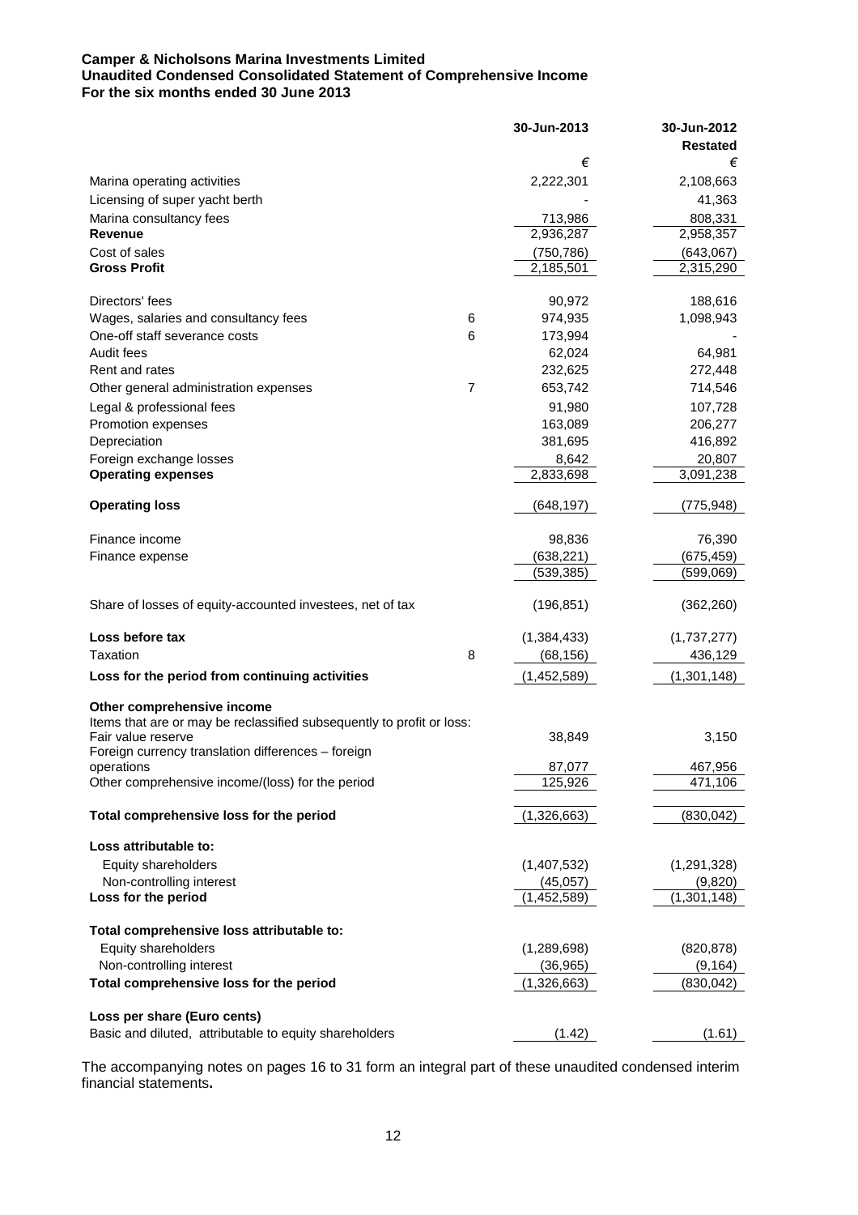**Camper & Nicholsons Marina Investments Limited**
**Unaudited Condensed Consolidated Statement of Comprehensive Income**
**For the six months ended 30 June 2013**

| | | 30-Jun-2013 | 30-Jun-2012 Restated |
|---|---|---|---|
| | | € | € |
| Marina operating activities | | 2,222,301 | 2,108,663 |
| Licensing of super yacht berth | | - | 41,363 |
| Marina consultancy fees | | 713,986 | 808,331 |
| **Revenue** | | 2,936,287 | 2,958,357 |
| Cost of sales | | (750,786) | (643,067) |
| **Gross Profit** | | 2,185,501 | 2,315,290 |
| | | | |
| Directors' fees | | 90,972 | 188,616 |
| Wages, salaries and consultancy fees | 6 | 974,935 | 1,098,943 |
| One-off staff severance costs | 6 | 173,994 | - |
| Audit fees | | 62,024 | 64,981 |
| Rent and rates | | 232,625 | 272,448 |
| Other general administration expenses | 7 | 653,742 | 714,546 |
| Legal & professional fees | | 91,980 | 107,728 |
| Promotion expenses | | 163,089 | 206,277 |
| Depreciation | | 381,695 | 416,892 |
| Foreign exchange losses | | 8,642 | 20,807 |
| **Operating expenses** | | 2,833,698 | 3,091,238 |
| | | | |
| **Operating loss** | | (648,197) | (775,948) |
| | | | |
| Finance income | | 98,836 | 76,390 |
| Finance expense | | (638,221) | (675,459) |
| | | (539,385) | (599,069) |
| | | | |
| Share of losses of equity-accounted investees, net of tax | | (196,851) | (362,260) |
| | | | |
| **Loss before tax** | | (1,384,433) | (1,737,277) |
| Taxation | 8 | (68,156) | 436,129 |
| **Loss for the period from continuing activities** | | (1,452,589) | (1,301,148) |
| | | | |
| **Other comprehensive income** | | | |
| Items that are or may be reclassified subsequently to profit or loss: | | | |
| Fair value reserve | | 38,849 | 3,150 |
| Foreign currency translation differences – foreign operations | | 87,077 | 467,956 |
| Other comprehensive income/(loss) for the period | | 125,926 | 471,106 |
| | | | |
| **Total comprehensive loss for the period** | | (1,326,663) | (830,042) |
| | | | |
| **Loss attributable to:** | | | |
| Equity shareholders | | (1,407,532) | (1,291,328) |
| Non-controlling interest | | (45,057) | (9,820) |
| **Loss for the period** | | (1,452,589) | (1,301,148) |
| | | | |
| **Total comprehensive loss attributable to:** | | | |
| Equity shareholders | | (1,289,698) | (820,878) |
| Non-controlling interest | | (36,965) | (9,164) |
| **Total comprehensive loss for the period** | | (1,326,663) | (830,042) |
| | | | |
| **Loss per share (Euro cents)** | | | |
| Basic and diluted, attributable to equity shareholders | | (1.42) | (1.61) |

The accompanying notes on pages 16 to 31 form an integral part of these unaudited condensed interim financial statements**.**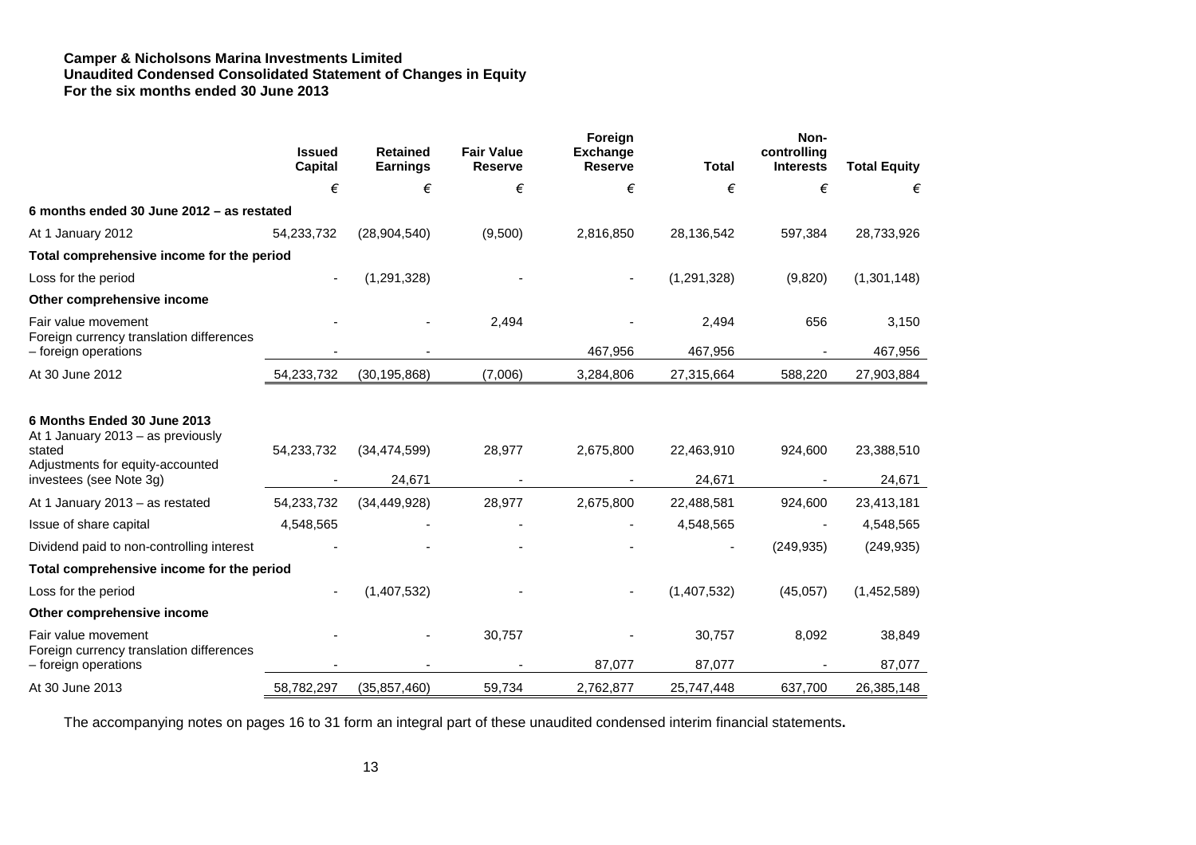**Camper & Nicholsons Marina Investments Limited**
**Unaudited Condensed Consolidated Statement of Changes in Equity**
**For the six months ended 30 June 2013**

| | Issued Capital | Retained Earnings | Fair Value Reserve | Foreign Exchange Reserve | Total | Non-controlling Interests | Total Equity |
|---|---|---|---|---|---|---|---|
| | € | € | € | € | € | € | € |
| **6 months ended 30 June 2012 – as restated** | | | | | | | |
| At 1 January 2012 | 54,233,732 | (28,904,540) | (9,500) | 2,816,850 | 28,136,542 | 597,384 | 28,733,926 |
| **Total comprehensive income for the period** | | | | | | | |
| Loss for the period | - | (1,291,328) | - | - | (1,291,328) | (9,820) | (1,301,148) |
| **Other comprehensive income** | | | | | | | |
| Fair value movement | - | - | 2,494 | - | 2,494 | 656 | 3,150 |
| Foreign currency translation differences – foreign operations | - | - | | 467,956 | 467,956 | - | 467,956 |
| At 30 June 2012 | 54,233,732 | (30,195,868) | (7,006) | 3,284,806 | 27,315,664 | 588,220 | 27,903,884 |
| | | | | | | | |
| **6 Months Ended 30 June 2013** | | | | | | | |
| At 1 January 2013 – as previously stated | 54,233,732 | (34,474,599) | 28,977 | 2,675,800 | 22,463,910 | 924,600 | 23,388,510 |
| Adjustments for equity-accounted investees (see Note 3g) | - | 24,671 | - | - | 24,671 | - | 24,671 |
| At 1 January 2013 – as restated | 54,233,732 | (34,449,928) | 28,977 | 2,675,800 | 22,488,581 | 924,600 | 23,413,181 |
| Issue of share capital | 4,548,565 | - | - | - | 4,548,565 | - | 4,548,565 |
| Dividend paid to non-controlling interest | - | - | - | - | - | (249,935) | (249,935) |
| **Total comprehensive income for the period** | | | | | | | |
| Loss for the period | - | (1,407,532) | - | - | (1,407,532) | (45,057) | (1,452,589) |
| **Other comprehensive income** | | | | | | | |
| Fair value movement | - | - | 30,757 | - | 30,757 | 8,092 | 38,849 |
| Foreign currency translation differences – foreign operations | - | - | - | 87,077 | 87,077 | - | 87,077 |
| At 30 June 2013 | 58,782,297 | (35,857,460) | 59,734 | 2,762,877 | 25,747,448 | 637,700 | 26,385,148 |

The accompanying notes on pages 16 to 31 form an integral part of these unaudited condensed interim financial statements**.**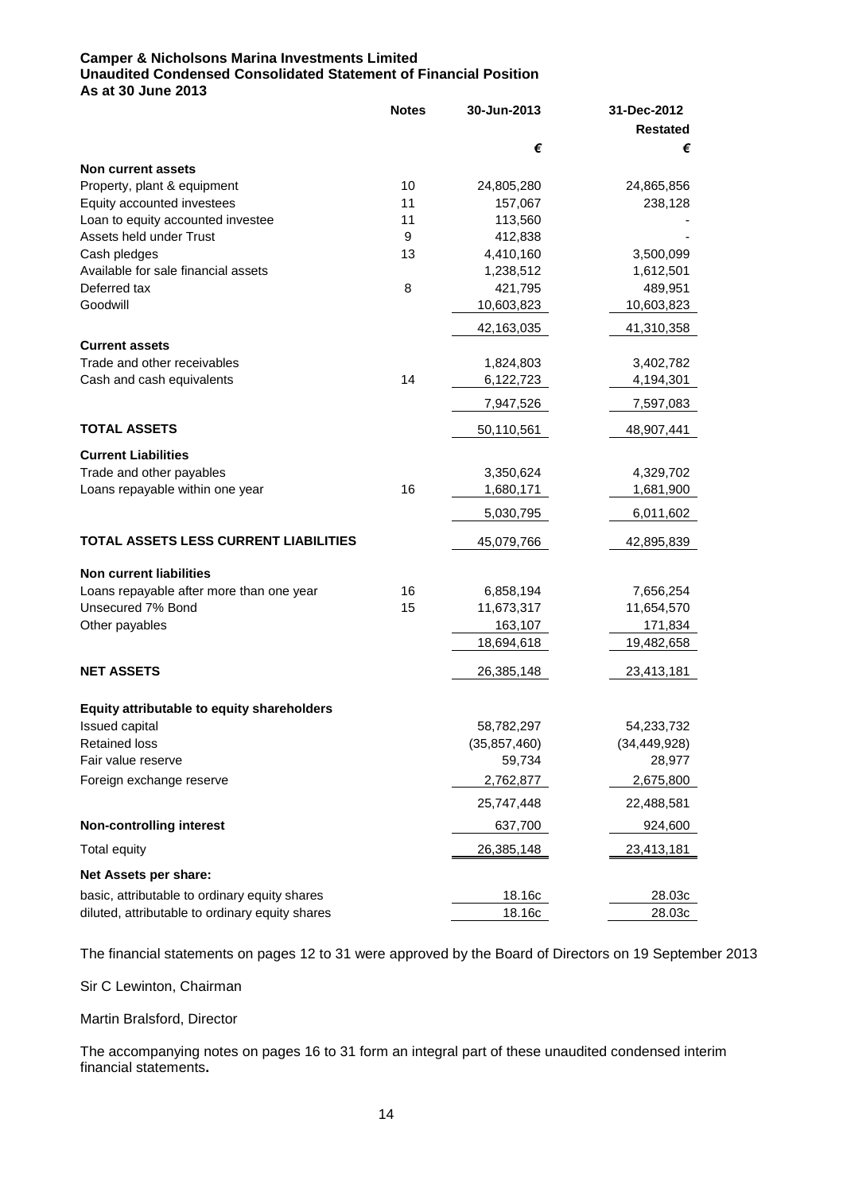**Camper & Nicholsons Marina Investments Limited**
**Unaudited Condensed Consolidated Statement of Financial Position**
**As at 30 June 2013**

| | Notes | 30-Jun-2013 | 31-Dec-2012 |
|---|---|---|---|
| | | | Restated |
| | | € | € |
| **Non current assets** | | | |
| Property, plant & equipment | 10 | 24,805,280 | 24,865,856 |
| Equity accounted investees | 11 | 157,067 | 238,128 |
| Loan to equity accounted investee | 11 | 113,560 | - |
| Assets held under Trust | 9 | 412,838 | - |
| Cash pledges | 13 | 4,410,160 | 3,500,099 |
| Available for sale financial assets | | 1,238,512 | 1,612,501 |
| Deferred tax | 8 | 421,795 | 489,951 |
| Goodwill | | 10,603,823 | 10,603,823 |
| | | 42,163,035 | 41,310,358 |
| **Current assets** | | | |
| Trade and other receivables | | 1,824,803 | 3,402,782 |
| Cash and cash equivalents | 14 | 6,122,723 | 4,194,301 |
| | | 7,947,526 | 7,597,083 |
| **TOTAL ASSETS** | | 50,110,561 | 48,907,441 |
| **Current Liabilities** | | | |
| Trade and other payables | | 3,350,624 | 4,329,702 |
| Loans repayable within one year | 16 | 1,680,171 | 1,681,900 |
| | | 5,030,795 | 6,011,602 |
| **TOTAL ASSETS LESS CURRENT LIABILITIES** | | 45,079,766 | 42,895,839 |
| **Non current liabilities** | | | |
| Loans repayable after more than one year | 16 | 6,858,194 | 7,656,254 |
| Unsecured 7% Bond | 15 | 11,673,317 | 11,654,570 |
| Other payables | | 163,107 | 171,834 |
| | | 18,694,618 | 19,482,658 |
| **NET ASSETS** | | 26,385,148 | 23,413,181 |
| **Equity attributable to equity shareholders** | | | |
| Issued capital | | 58,782,297 | 54,233,732 |
| Retained loss | | (35,857,460) | (34,449,928) |
| Fair value reserve | | 59,734 | 28,977 |
| Foreign exchange reserve | | 2,762,877 | 2,675,800 |
| | | 25,747,448 | 22,488,581 |
| **Non-controlling interest** | | 637,700 | 924,600 |
| Total equity | | 26,385,148 | 23,413,181 |
| **Net Assets per share:** | | | |
| basic, attributable to ordinary equity shares | | 18.16c | 28.03c |
| diluted, attributable to ordinary equity shares | | 18.16c | 28.03c |

The financial statements on pages 12 to 31 were approved by the Board of Directors on 19 September 2013

Sir C Lewinton, Chairman

Martin Bralsford, Director

The accompanying notes on pages 16 to 31 form an integral part of these unaudited condensed interim financial statements**.**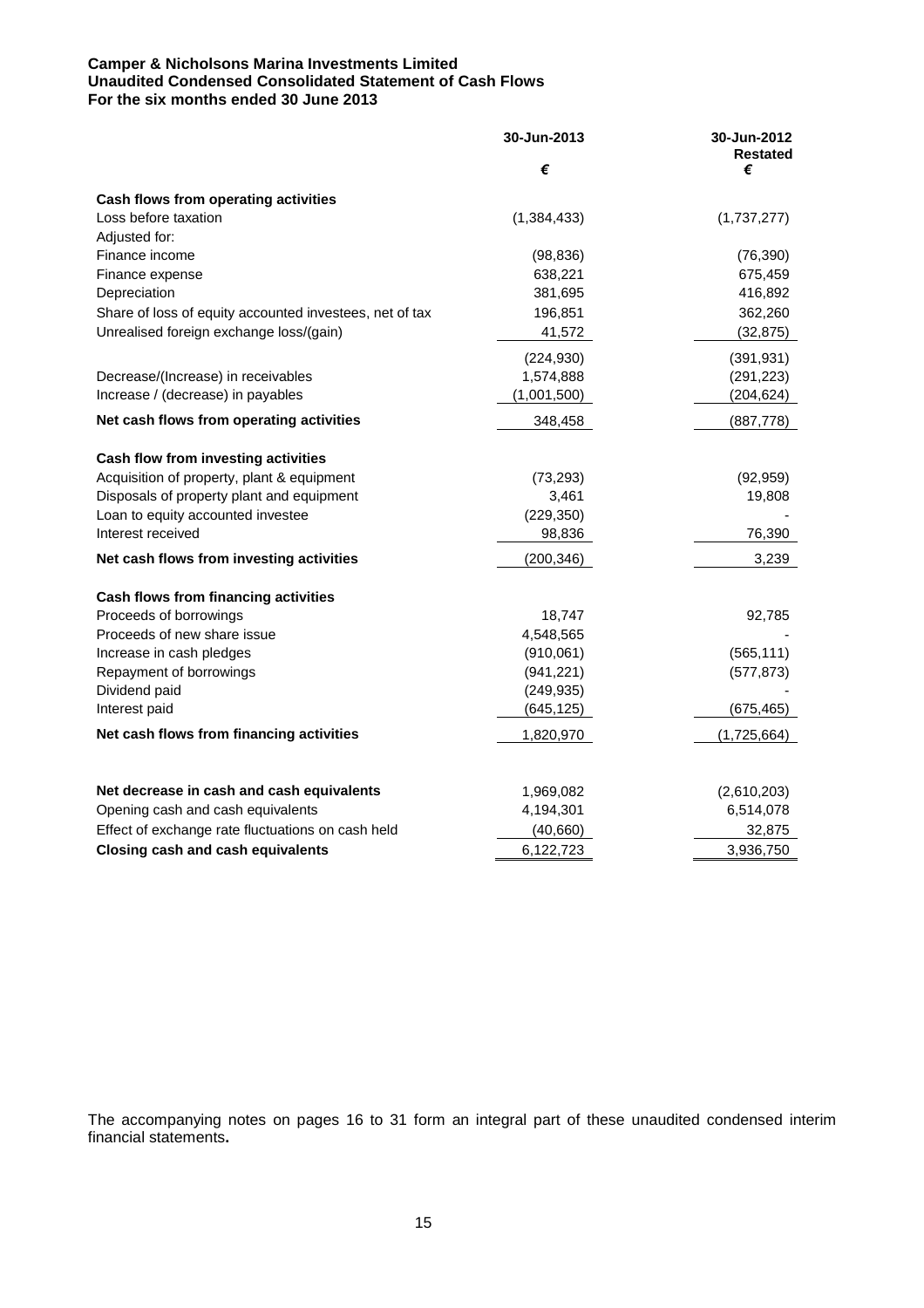**Camper & Nicholsons Marina Investments Limited**
**Unaudited Condensed Consolidated Statement of Cash Flows**
**For the six months ended 30 June 2013**

| | 30-Jun-2013 | 30-Jun-2012 Restated |
|---|---|---|
| | € | € |
| **Cash flows from operating activities** | | |
| Loss before taxation | (1,384,433) | (1,737,277) |
| Adjusted for: | | |
| Finance income | (98,836) | (76,390) |
| Finance expense | 638,221 | 675,459 |
| Depreciation | 381,695 | 416,892 |
| Share of loss of equity accounted investees, net of tax | 196,851 | 362,260 |
| Unrealised foreign exchange loss/(gain) | 41,572 | (32,875) |
| | (224,930) | (391,931) |
| Decrease/(Increase) in receivables | 1,574,888 | (291,223) |
| Increase / (decrease) in payables | (1,001,500) | (204,624) |
| **Net cash flows from operating activities** | 348,458 | (887,778) |
| **Cash flow from investing activities** | | |
| Acquisition of property, plant & equipment | (73,293) | (92,959) |
| Disposals of property plant and equipment | 3,461 | 19,808 |
| Loan to equity accounted investee | (229,350) | - |
| Interest received | 98,836 | 76,390 |
| **Net cash flows from investing activities** | (200,346) | 3,239 |
| **Cash flows from financing activities** | | |
| Proceeds of borrowings | 18,747 | 92,785 |
| Proceeds of new share issue | 4,548,565 | - |
| Increase in cash pledges | (910,061) | (565,111) |
| Repayment of borrowings | (941,221) | (577,873) |
| Dividend paid | (249,935) | - |
| Interest paid | (645,125) | (675,465) |
| **Net cash flows from financing activities** | 1,820,970 | (1,725,664) |
| **Net decrease in cash and cash equivalents** | 1,969,082 | (2,610,203) |
| Opening cash and cash equivalents | 4,194,301 | 6,514,078 |
| Effect of exchange rate fluctuations on cash held | (40,660) | 32,875 |
| **Closing cash and cash equivalents** | 6,122,723 | 3,936,750 |

The accompanying notes on pages 16 to 31 form an integral part of these unaudited condensed interim financial statements**.**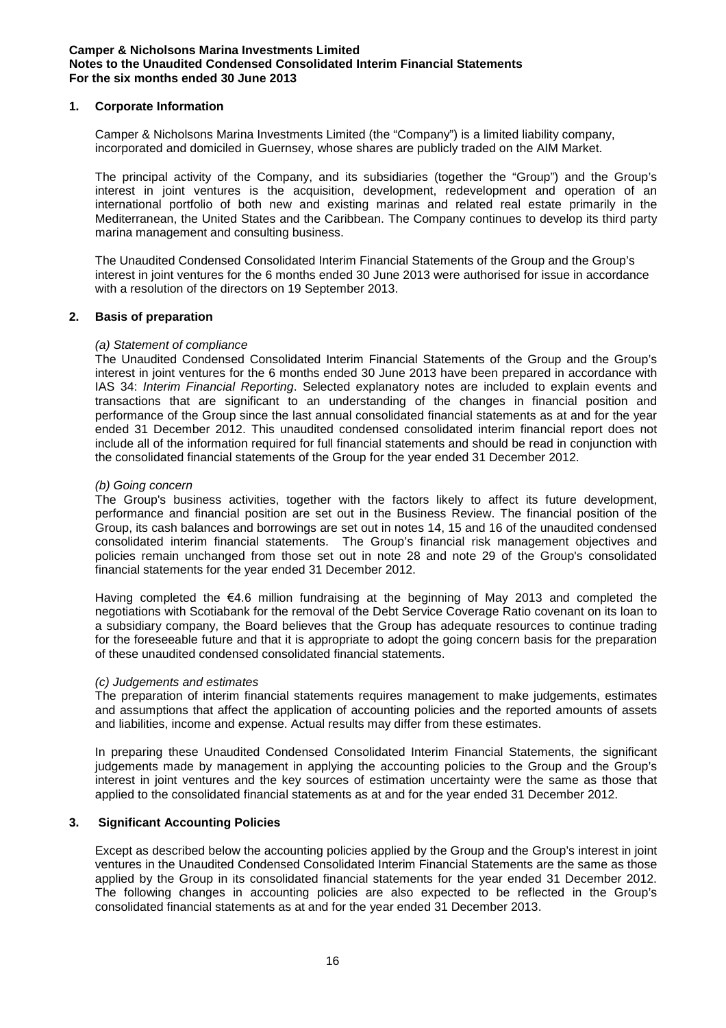## 1. Corporate Information

Camper & Nicholsons Marina Investments Limited (the "Company") is a limited liability company, incorporated and domiciled in Guernsey, whose shares are publicly traded on the AIM Market.

The principal activity of the Company, and its subsidiaries (together the "Group") and the Group's interest in joint ventures is the acquisition, development, redevelopment and operation of an international portfolio of both new and existing marinas and related real estate primarily in the Mediterranean, the United States and the Caribbean. The Company continues to develop its third party marina management and consulting business.

The Unaudited Condensed Consolidated Interim Financial Statements of the Group and the Group's interest in joint ventures for the 6 months ended 30 June 2013 were authorised for issue in accordance with a resolution of the directors on 19 September 2013.

## 2. Basis of preparation

*(a) Statement of compliance*

The Unaudited Condensed Consolidated Interim Financial Statements of the Group and the Group's interest in joint ventures for the 6 months ended 30 June 2013 have been prepared in accordance with IAS 34: *Interim Financial Reporting*. Selected explanatory notes are included to explain events and transactions that are significant to an understanding of the changes in financial position and performance of the Group since the last annual consolidated financial statements as at and for the year ended 31 December 2012. This unaudited condensed consolidated interim financial report does not include all of the information required for full financial statements and should be read in conjunction with the consolidated financial statements of the Group for the year ended 31 December 2012.

*(b) Going concern*

The Group's business activities, together with the factors likely to affect its future development, performance and financial position are set out in the Business Review. The financial position of the Group, its cash balances and borrowings are set out in notes 14, 15 and 16 of the unaudited condensed consolidated interim financial statements. The Group's financial risk management objectives and policies remain unchanged from those set out in note 28 and note 29 of the Group's consolidated financial statements for the year ended 31 December 2012.

Having completed the €4.6 million fundraising at the beginning of May 2013 and completed the negotiations with Scotiabank for the removal of the Debt Service Coverage Ratio covenant on its loan to a subsidiary company, the Board believes that the Group has adequate resources to continue trading for the foreseeable future and that it is appropriate to adopt the going concern basis for the preparation of these unaudited condensed consolidated financial statements.

*(c) Judgements and estimates*

The preparation of interim financial statements requires management to make judgements, estimates and assumptions that affect the application of accounting policies and the reported amounts of assets and liabilities, income and expense. Actual results may differ from these estimates.

In preparing these Unaudited Condensed Consolidated Interim Financial Statements, the significant judgements made by management in applying the accounting policies to the Group and the Group's interest in joint ventures and the key sources of estimation uncertainty were the same as those that applied to the consolidated financial statements as at and for the year ended 31 December 2012.

## 3. Significant Accounting Policies

Except as described below the accounting policies applied by the Group and the Group's interest in joint ventures in the Unaudited Condensed Consolidated Interim Financial Statements are the same as those applied by the Group in its consolidated financial statements for the year ended 31 December 2012. The following changes in accounting policies are also expected to be reflected in the Group's consolidated financial statements as at and for the year ended 31 December 2013.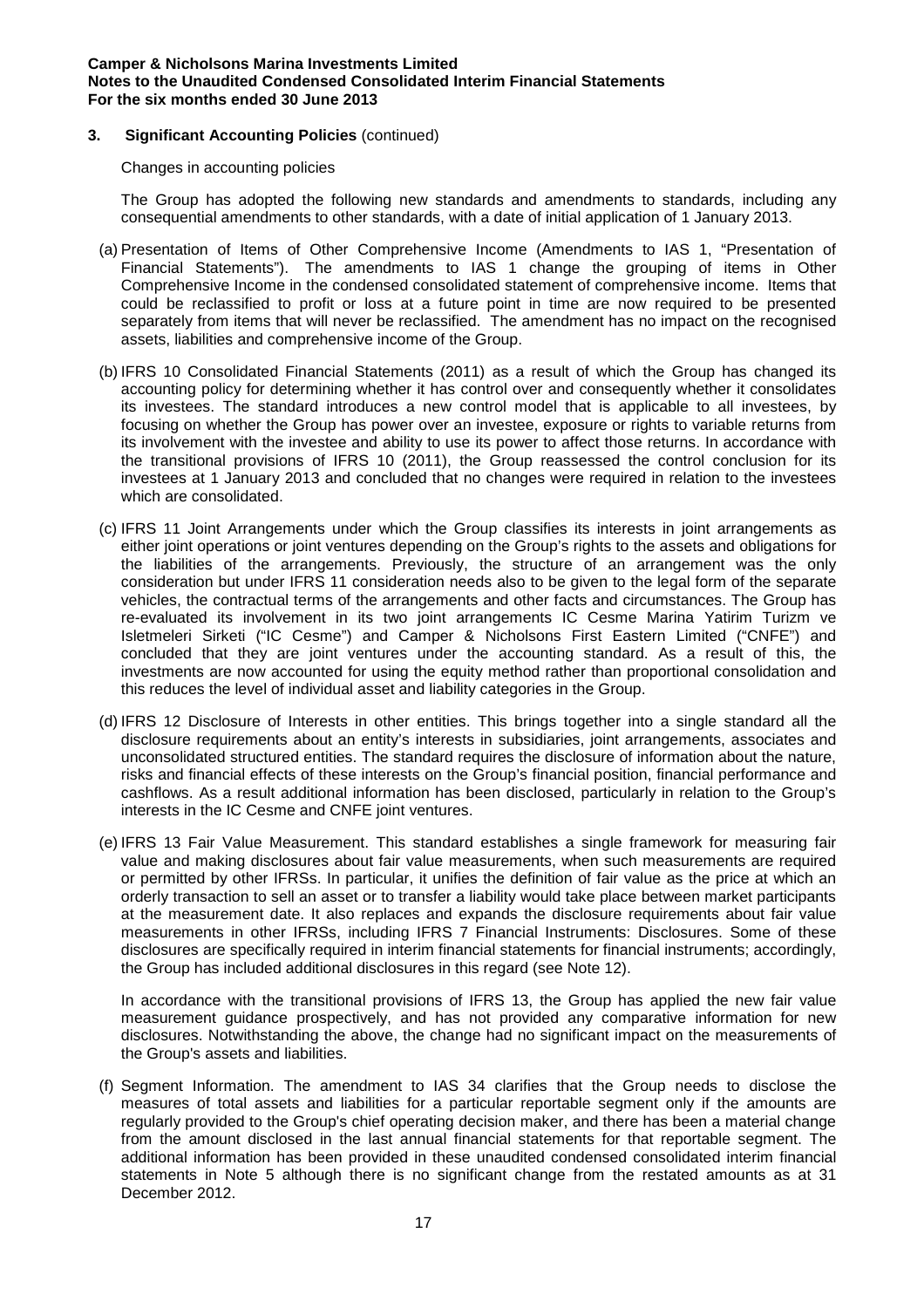## 3. Significant Accounting Policies (continued)

Changes in accounting policies

The Group has adopted the following new standards and amendments to standards, including any consequential amendments to other standards, with a date of initial application of 1 January 2013.

(a) Presentation of Items of Other Comprehensive Income (Amendments to IAS 1, "Presentation of Financial Statements"). The amendments to IAS 1 change the grouping of items in Other Comprehensive Income in the condensed consolidated statement of comprehensive income. Items that could be reclassified to profit or loss at a future point in time are now required to be presented separately from items that will never be reclassified. The amendment has no impact on the recognised assets, liabilities and comprehensive income of the Group.

(b) IFRS 10 Consolidated Financial Statements (2011) as a result of which the Group has changed its accounting policy for determining whether it has control over and consequently whether it consolidates its investees. The standard introduces a new control model that is applicable to all investees, by focusing on whether the Group has power over an investee, exposure or rights to variable returns from its involvement with the investee and ability to use its power to affect those returns. In accordance with the transitional provisions of IFRS 10 (2011), the Group reassessed the control conclusion for its investees at 1 January 2013 and concluded that no changes were required in relation to the investees which are consolidated.

(c) IFRS 11 Joint Arrangements under which the Group classifies its interests in joint arrangements as either joint operations or joint ventures depending on the Group's rights to the assets and obligations for the liabilities of the arrangements. Previously, the structure of an arrangement was the only consideration but under IFRS 11 consideration needs also to be given to the legal form of the separate vehicles, the contractual terms of the arrangements and other facts and circumstances. The Group has re-evaluated its involvement in its two joint arrangements IC Cesme Marina Yatirim Turizm ve Isletmeleri Sirketi ("IC Cesme") and Camper & Nicholsons First Eastern Limited ("CNFE") and concluded that they are joint ventures under the accounting standard. As a result of this, the investments are now accounted for using the equity method rather than proportional consolidation and this reduces the level of individual asset and liability categories in the Group.

(d) IFRS 12 Disclosure of Interests in other entities. This brings together into a single standard all the disclosure requirements about an entity's interests in subsidiaries, joint arrangements, associates and unconsolidated structured entities. The standard requires the disclosure of information about the nature, risks and financial effects of these interests on the Group's financial position, financial performance and cashflows. As a result additional information has been disclosed, particularly in relation to the Group's interests in the IC Cesme and CNFE joint ventures.

(e) IFRS 13 Fair Value Measurement. This standard establishes a single framework for measuring fair value and making disclosures about fair value measurements, when such measurements are required or permitted by other IFRSs. In particular, it unifies the definition of fair value as the price at which an orderly transaction to sell an asset or to transfer a liability would take place between market participants at the measurement date. It also replaces and expands the disclosure requirements about fair value measurements in other IFRSs, including IFRS 7 Financial Instruments: Disclosures. Some of these disclosures are specifically required in interim financial statements for financial instruments; accordingly, the Group has included additional disclosures in this regard (see Note 12).

In accordance with the transitional provisions of IFRS 13, the Group has applied the new fair value measurement guidance prospectively, and has not provided any comparative information for new disclosures. Notwithstanding the above, the change had no significant impact on the measurements of the Group's assets and liabilities.

(f) Segment Information. The amendment to IAS 34 clarifies that the Group needs to disclose the measures of total assets and liabilities for a particular reportable segment only if the amounts are regularly provided to the Group's chief operating decision maker, and there has been a material change from the amount disclosed in the last annual financial statements for that reportable segment. The additional information has been provided in these unaudited condensed consolidated interim financial statements in Note 5 although there is no significant change from the restated amounts as at 31 December 2012.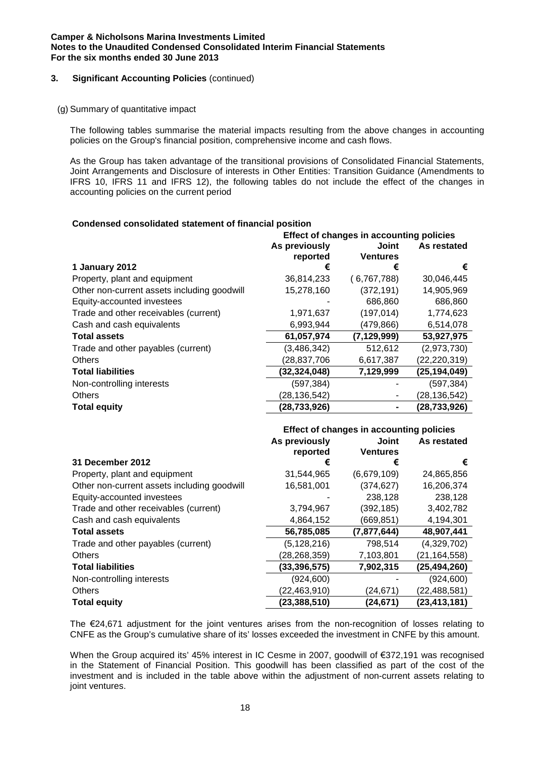### 3. Significant Accounting Policies (continued)

(g) Summary of quantitative impact

The following tables summarise the material impacts resulting from the above changes in accounting policies on the Group's financial position, comprehensive income and cash flows.

As the Group has taken advantage of the transitional provisions of Consolidated Financial Statements, Joint Arrangements and Disclosure of interests in Other Entities: Transition Guidance (Amendments to IFRS 10, IFRS 11 and IFRS 12), the following tables do not include the effect of the changes in accounting policies on the current period

**Condensed consolidated statement of financial position**

| | Effect of changes in accounting policies | | |
|---|---|---|---|
| | As previously reported | Joint Ventures | As restated |
| **1 January 2012** | € | € | € |
| Property, plant and equipment | 36,814,233 | ( 6,767,788) | 30,046,445 |
| Other non-current assets including goodwill | 15,278,160 | (372,191) | 14,905,969 |
| Equity-accounted investees | - | 686,860 | 686,860 |
| Trade and other receivables (current) | 1,971,637 | (197,014) | 1,774,623 |
| Cash and cash equivalents | 6,993,944 | (479,866) | 6,514,078 |
| **Total assets** | **61,057,974** | **(7,129,999)** | **53,927,975** |
| Trade and other payables (current) | (3,486,342) | 512,612 | (2,973,730) |
| Others | (28,837,706 | 6,617,387 | (22,220,319) |
| **Total liabilities** | **(32,324,048)** | **7,129,999** | **(25,194,049)** |
| Non-controlling interests | (597,384) | - | (597,384) |
| Others | (28,136,542) | - | (28,136,542) |
| **Total equity** | **(28,733,926)** | **-** | **(28,733,926)** |

| | Effect of changes in accounting policies | | |
|---|---|---|---|
| | As previously reported | Joint Ventures | As restated |
| **31 December 2012** | € | € | € |
| Property, plant and equipment | 31,544,965 | (6,679,109) | 24,865,856 |
| Other non-current assets including goodwill | 16,581,001 | (374,627) | 16,206,374 |
| Equity-accounted investees | - | 238,128 | 238,128 |
| Trade and other receivables (current) | 3,794,967 | (392,185) | 3,402,782 |
| Cash and cash equivalents | 4,864,152 | (669,851) | 4,194,301 |
| **Total assets** | **56,785,085** | **(7,877,644)** | **48,907,441** |
| Trade and other payables (current) | (5,128,216) | 798,514 | (4,329,702) |
| Others | (28,268,359) | 7,103,801 | (21,164,558) |
| **Total liabilities** | **(33,396,575)** | **7,902,315** | **(25,494,260)** |
| Non-controlling interests | (924,600) | - | (924,600) |
| Others | (22,463,910) | (24,671) | (22,488,581) |
| **Total equity** | **(23,388,510)** | **(24,671)** | **(23,413,181)** |

The €24,671 adjustment for the joint ventures arises from the non-recognition of losses relating to CNFE as the Group's cumulative share of its' losses exceeded the investment in CNFE by this amount.

When the Group acquired its' 45% interest in IC Cesme in 2007, goodwill of €372,191 was recognised in the Statement of Financial Position. This goodwill has been classified as part of the cost of the investment and is included in the table above within the adjustment of non-current assets relating to joint ventures.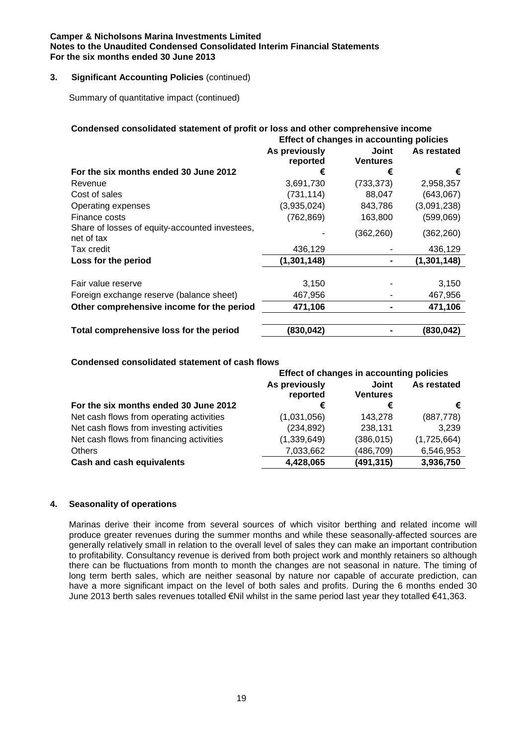### 3. Significant Accounting Policies (continued)

Summary of quantitative impact (continued)

**Condensed consolidated statement of profit or loss and other comprehensive income**

| | Effect of changes in accounting policies | | |
|---|---|---|---|
| | **As previously reported** | **Joint Ventures** | **As restated** |
| **For the six months ended 30 June 2012** | **€** | **€** | **€** |
| Revenue | 3,691,730 | (733,373) | 2,958,357 |
| Cost of sales | (731,114) | 88,047 | (643,067) |
| Operating expenses | (3,935,024) | 843,786 | (3,091,238) |
| Finance costs | (762,869) | 163,800 | (599,069) |
| Share of losses of equity-accounted investees, net of tax | - | (362,260) | (362,260) |
| Tax credit | 436,129 | - | 436,129 |
| **Loss for the period** | **(1,301,148)** | **-** | **(1,301,148)** |
| Fair value reserve | 3,150 | - | 3,150 |
| Foreign exchange reserve (balance sheet) | 467,956 | - | 467,956 |
| **Other comprehensive income for the period** | **471,106** | **-** | **471,106** |
| **Total comprehensive loss for the period** | **(830,042)** | **-** | **(830,042)** |

**Condensed consolidated statement of cash flows**

| | Effect of changes in accounting policies | | |
|---|---|---|---|
| | **As previously reported** | **Joint Ventures** | **As restated** |
| **For the six months ended 30 June 2012** | **€** | **€** | **€** |
| Net cash flows from operating activities | (1,031,056) | 143,278 | (887,778) |
| Net cash flows from investing activities | (234,892) | 238,131 | 3,239 |
| Net cash flows from financing activities | (1,339,649) | (386,015) | (1,725,664) |
| Others | 7,033,662 | (486,709) | 6,546,953 |
| **Cash and cash equivalents** | **4,428,065** | **(491,315)** | **3,936,750** |

### 4. Seasonality of operations

Marinas derive their income from several sources of which visitor berthing and related income will produce greater revenues during the summer months and while these seasonally-affected sources are generally relatively small in relation to the overall level of sales they can make an important contribution to profitability. Consultancy revenue is derived from both project work and monthly retainers so although there can be fluctuations from month to month the changes are not seasonal in nature. The timing of long term berth sales, which are neither seasonal by nature nor capable of accurate prediction, can have a more significant impact on the level of both sales and profits. During the 6 months ended 30 June 2013 berth sales revenues totalled €Nil whilst in the same period last year they totalled €41,363.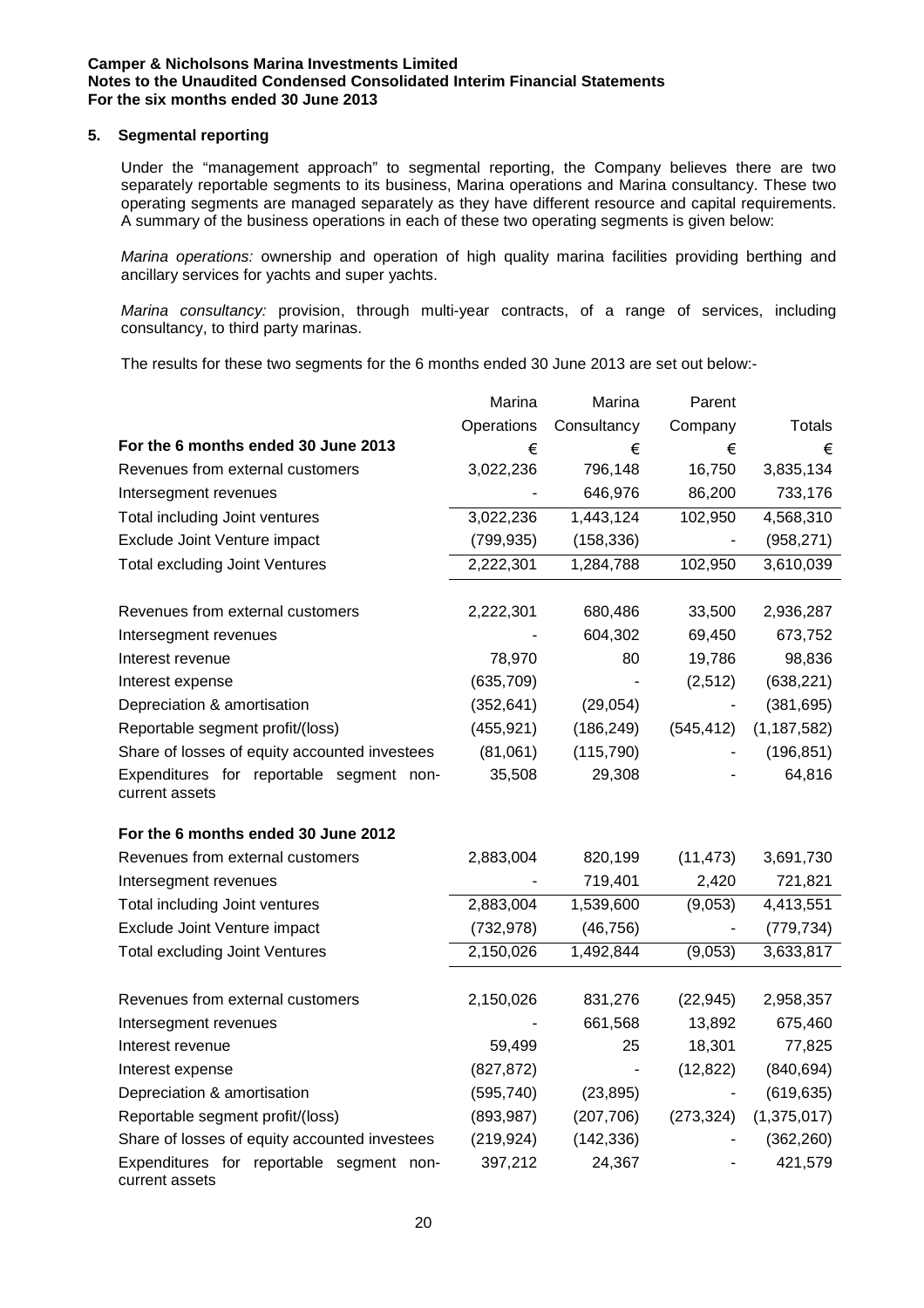## 5. Segmental reporting

Under the "management approach" to segmental reporting, the Company believes there are two separately reportable segments to its business, Marina operations and Marina consultancy. These two operating segments are managed separately as they have different resource and capital requirements. A summary of the business operations in each of these two operating segments is given below:

*Marina operations:* ownership and operation of high quality marina facilities providing berthing and ancillary services for yachts and super yachts.

*Marina consultancy:* provision, through multi-year contracts, of a range of services, including consultancy, to third party marinas.

The results for these two segments for the 6 months ended 30 June 2013 are set out below:-

| | Marina Operations | Marina Consultancy | Parent Company | Totals |
|---|---|---|---|---|
| **For the 6 months ended 30 June 2013** | € | € | € | € |
| Revenues from external customers | 3,022,236 | 796,148 | 16,750 | 3,835,134 |
| Intersegment revenues | - | 646,976 | 86,200 | 733,176 |
| Total including Joint ventures | 3,022,236 | 1,443,124 | 102,950 | 4,568,310 |
| Exclude Joint Venture impact | (799,935) | (158,336) | - | (958,271) |
| Total excluding Joint Ventures | 2,222,301 | 1,284,788 | 102,950 | 3,610,039 |
| | | | | |
| Revenues from external customers | 2,222,301 | 680,486 | 33,500 | 2,936,287 |
| Intersegment revenues | - | 604,302 | 69,450 | 673,752 |
| Interest revenue | 78,970 | 80 | 19,786 | 98,836 |
| Interest expense | (635,709) | - | (2,512) | (638,221) |
| Depreciation & amortisation | (352,641) | (29,054) | - | (381,695) |
| Reportable segment profit/(loss) | (455,921) | (186,249) | (545,412) | (1,187,582) |
| Share of losses of equity accounted investees | (81,061) | (115,790) | - | (196,851) |
| Expenditures for reportable segment non-current assets | 35,508 | 29,308 | - | 64,816 |
| | | | | |
| **For the 6 months ended 30 June 2012** | | | | |
| Revenues from external customers | 2,883,004 | 820,199 | (11,473) | 3,691,730 |
| Intersegment revenues | - | 719,401 | 2,420 | 721,821 |
| Total including Joint ventures | 2,883,004 | 1,539,600 | (9,053) | 4,413,551 |
| Exclude Joint Venture impact | (732,978) | (46,756) | - | (779,734) |
| Total excluding Joint Ventures | 2,150,026 | 1,492,844 | (9,053) | 3,633,817 |
| | | | | |
| Revenues from external customers | 2,150,026 | 831,276 | (22,945) | 2,958,357 |
| Intersegment revenues | - | 661,568 | 13,892 | 675,460 |
| Interest revenue | 59,499 | 25 | 18,301 | 77,825 |
| Interest expense | (827,872) | - | (12,822) | (840,694) |
| Depreciation & amortisation | (595,740) | (23,895) | - | (619,635) |
| Reportable segment profit/(loss) | (893,987) | (207,706) | (273,324) | (1,375,017) |
| Share of losses of equity accounted investees | (219,924) | (142,336) | - | (362,260) |
| Expenditures for reportable segment non-current assets | 397,212 | 24,367 | - | 421,579 |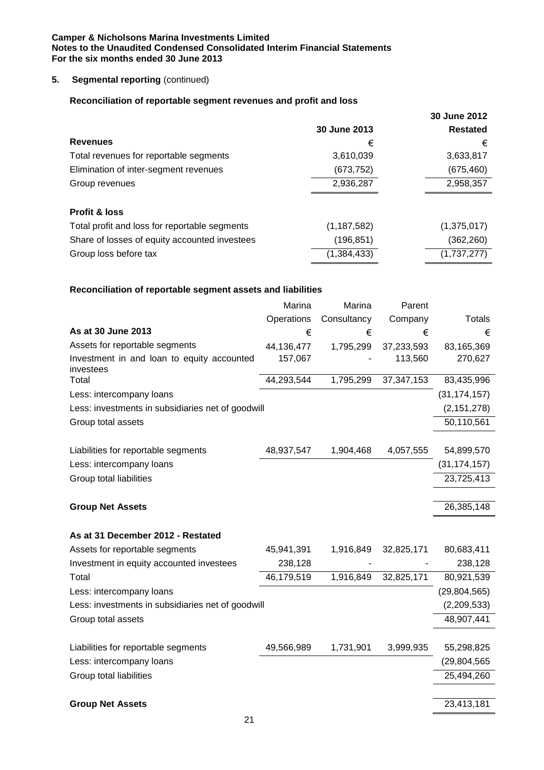**Camper & Nicholsons Marina Investments Limited**
**Notes to the Unaudited Condensed Consolidated Interim Financial Statements**
**For the six months ended 30 June 2013**

## 5. Segmental reporting (continued)

### Reconciliation of reportable segment revenues and profit and loss

| | 30 June 2013 | 30 June 2012 Restated |
|---|---|---|
| **Revenues** | € | € |
| Total revenues for reportable segments | 3,610,039 | 3,633,817 |
| Elimination of inter-segment revenues | (673,752) | (675,460) |
| Group revenues | 2,936,287 | 2,958,357 |
| | | |
| **Profit & loss** | | |
| Total profit and loss for reportable segments | (1,187,582) | (1,375,017) |
| Share of losses of equity accounted investees | (196,851) | (362,260) |
| Group loss before tax | (1,384,433) | (1,737,277) |

### Reconciliation of reportable segment assets and liabilities

| | Marina Operations | Marina Consultancy | Parent Company | Totals |
|---|---|---|---|---|
| **As at 30 June 2013** | € | € | € | € |
| Assets for reportable segments | 44,136,477 | 1,795,299 | 37,233,593 | 83,165,369 |
| Investment in and loan to equity accounted investees | 157,067 | - | 113,560 | 270,627 |
| Total | 44,293,544 | 1,795,299 | 37,347,153 | 83,435,996 |
| Less: intercompany loans | | | | (31,174,157) |
| Less: investments in subsidiaries net of goodwill | | | | (2,151,278) |
| Group total assets | | | | 50,110,561 |
| | | | | |
| Liabilities for reportable segments | 48,937,547 | 1,904,468 | 4,057,555 | 54,899,570 |
| Less: intercompany loans | | | | (31,174,157) |
| Group total liabilities | | | | 23,725,413 |
| | | | | |
| **Group Net Assets** | | | | 26,385,148 |
| | | | | |
| **As at 31 December 2012 - Restated** | | | | |
| Assets for reportable segments | 45,941,391 | 1,916,849 | 32,825,171 | 80,683,411 |
| Investment in equity accounted investees | 238,128 | - | - | 238,128 |
| Total | 46,179,519 | 1,916,849 | 32,825,171 | 80,921,539 |
| Less: intercompany loans | | | | (29,804,565) |
| Less: investments in subsidiaries net of goodwill | | | | (2,209,533) |
| Group total assets | | | | 48,907,441 |
| | | | | |
| Liabilities for reportable segments | 49,566,989 | 1,731,901 | 3,999,935 | 55,298,825 |
| Less: intercompany loans | | | | (29,804,565 |
| Group total liabilities | | | | 25,494,260 |
| | | | | |
| **Group Net Assets** | | | | 23,413,181 |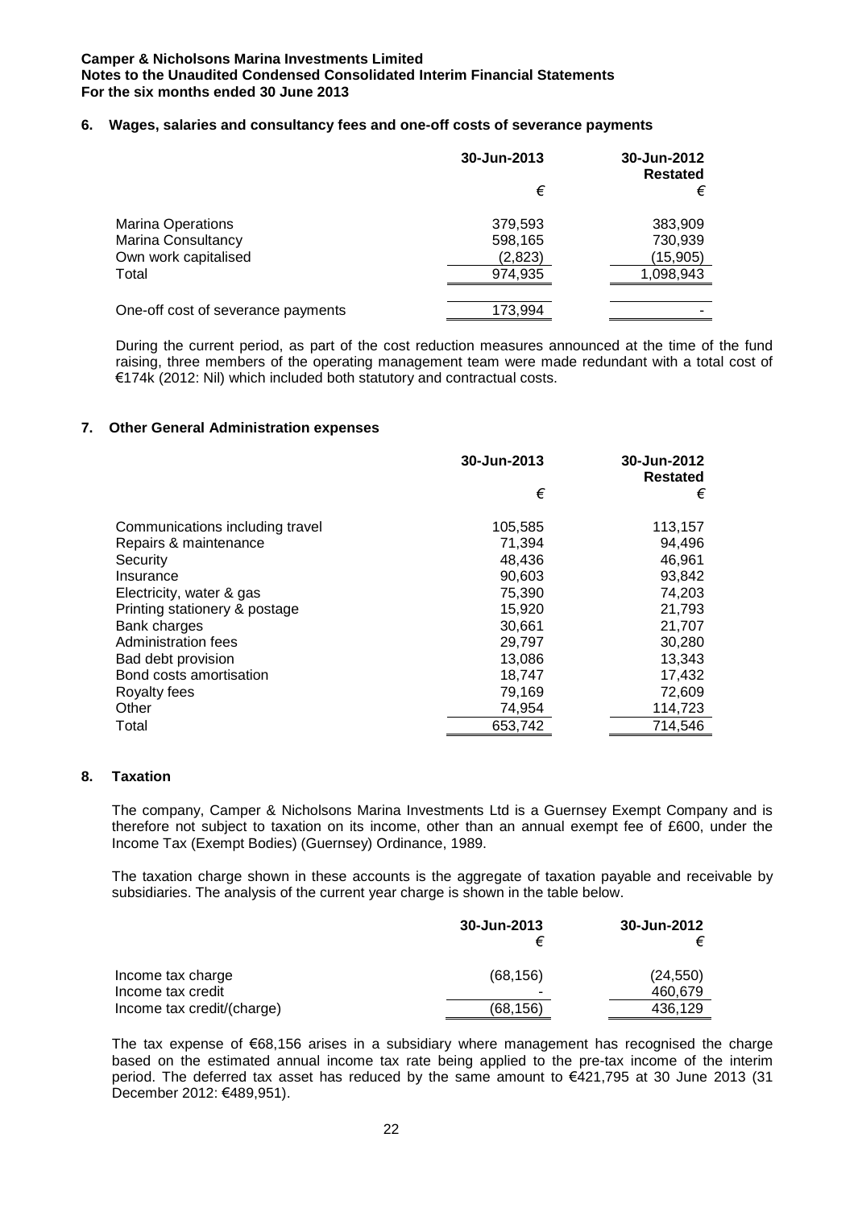## 6. Wages, salaries and consultancy fees and one-off costs of severance payments

| | 30-Jun-2013 | 30-Jun-2012 Restated |
|---|---|---|
| | € | € |
| Marina Operations | 379,593 | 383,909 |
| Marina Consultancy | 598,165 | 730,939 |
| Own work capitalised | (2,823) | (15,905) |
| Total | 974,935 | 1,098,943 |
| | | |
| One-off cost of severance payments | 173,994 | - |

During the current period, as part of the cost reduction measures announced at the time of the fund raising, three members of the operating management team were made redundant with a total cost of €174k (2012: Nil) which included both statutory and contractual costs.

## 7. Other General Administration expenses

| | 30-Jun-2013 | 30-Jun-2012 Restated |
|---|---|---|
| | € | € |
| Communications including travel | 105,585 | 113,157 |
| Repairs & maintenance | 71,394 | 94,496 |
| Security | 48,436 | 46,961 |
| Insurance | 90,603 | 93,842 |
| Electricity, water & gas | 75,390 | 74,203 |
| Printing stationery & postage | 15,920 | 21,793 |
| Bank charges | 30,661 | 21,707 |
| Administration fees | 29,797 | 30,280 |
| Bad debt provision | 13,086 | 13,343 |
| Bond costs amortisation | 18,747 | 17,432 |
| Royalty fees | 79,169 | 72,609 |
| Other | 74,954 | 114,723 |
| Total | 653,742 | 714,546 |

## 8. Taxation

The company, Camper & Nicholsons Marina Investments Ltd is a Guernsey Exempt Company and is therefore not subject to taxation on its income, other than an annual exempt fee of £600, under the Income Tax (Exempt Bodies) (Guernsey) Ordinance, 1989.

The taxation charge shown in these accounts is the aggregate of taxation payable and receivable by subsidiaries. The analysis of the current year charge is shown in the table below.

| | 30-Jun-2013 | 30-Jun-2012 |
|---|---|---|
| | € | € |
| Income tax charge | (68,156) | (24,550) |
| Income tax credit | - | 460,679 |
| Income tax credit/(charge) | (68,156) | 436,129 |

The tax expense of €68,156 arises in a subsidiary where management has recognised the charge based on the estimated annual income tax rate being applied to the pre-tax income of the interim period. The deferred tax asset has reduced by the same amount to €421,795 at 30 June 2013 (31 December 2012: €489,951).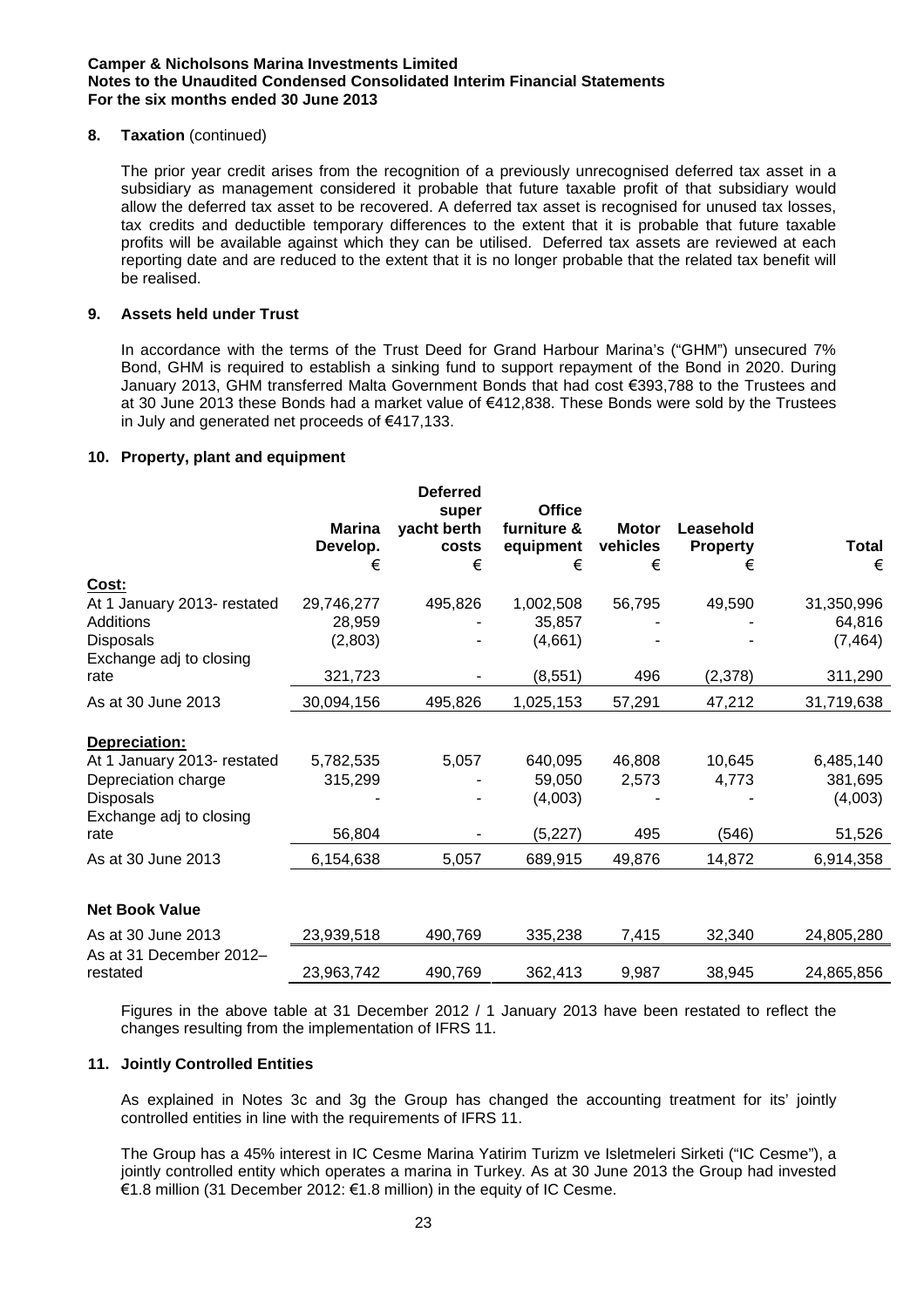## 8. Taxation (continued)

The prior year credit arises from the recognition of a previously unrecognised deferred tax asset in a subsidiary as management considered it probable that future taxable profit of that subsidiary would allow the deferred tax asset to be recovered. A deferred tax asset is recognised for unused tax losses, tax credits and deductible temporary differences to the extent that it is probable that future taxable profits will be available against which they can be utilised. Deferred tax assets are reviewed at each reporting date and are reduced to the extent that it is no longer probable that the related tax benefit will be realised.

## 9. Assets held under Trust

In accordance with the terms of the Trust Deed for Grand Harbour Marina's ("GHM") unsecured 7% Bond, GHM is required to establish a sinking fund to support repayment of the Bond in 2020. During January 2013, GHM transferred Malta Government Bonds that had cost €393,788 to the Trustees and at 30 June 2013 these Bonds had a market value of €412,838. These Bonds were sold by the Trustees in July and generated net proceeds of €417,133.

## 10. Property, plant and equipment

| | Marina Develop. € | Deferred super yacht berth costs € | Office furniture & equipment € | Motor vehicles € | Leasehold Property € | Total € |
|---|---|---|---|---|---|---|
| **Cost:** | | | | | | |
| At 1 January 2013- restated | 29,746,277 | 495,826 | 1,002,508 | 56,795 | 49,590 | 31,350,996 |
| Additions | 28,959 | - | 35,857 | - | - | 64,816 |
| Disposals | (2,803) | - | (4,661) | - | - | (7,464) |
| Exchange adj to closing rate | 321,723 | - | (8,551) | 496 | (2,378) | 311,290 |
| As at 30 June 2013 | 30,094,156 | 495,826 | 1,025,153 | 57,291 | 47,212 | 31,719,638 |
| **Depreciation:** | | | | | | |
| At 1 January 2013- restated | 5,782,535 | 5,057 | 640,095 | 46,808 | 10,645 | 6,485,140 |
| Depreciation charge | 315,299 | - | 59,050 | 2,573 | 4,773 | 381,695 |
| Disposals | - | - | (4,003) | - | - | (4,003) |
| Exchange adj to closing rate | 56,804 | - | (5,227) | 495 | (546) | 51,526 |
| As at 30 June 2013 | 6,154,638 | 5,057 | 689,915 | 49,876 | 14,872 | 6,914,358 |
| **Net Book Value** | | | | | | |
| As at 30 June 2013 | 23,939,518 | 490,769 | 335,238 | 7,415 | 32,340 | 24,805,280 |
| As at 31 December 2012– restated | 23,963,742 | 490,769 | 362,413 | 9,987 | 38,945 | 24,865,856 |

Figures in the above table at 31 December 2012 / 1 January 2013 have been restated to reflect the changes resulting from the implementation of IFRS 11.

## 11. Jointly Controlled Entities

As explained in Notes 3c and 3g the Group has changed the accounting treatment for its' jointly controlled entities in line with the requirements of IFRS 11.

The Group has a 45% interest in IC Cesme Marina Yatirim Turizm ve Isletmeleri Sirketi ("IC Cesme"), a jointly controlled entity which operates a marina in Turkey. As at 30 June 2013 the Group had invested €1.8 million (31 December 2012: €1.8 million) in the equity of IC Cesme.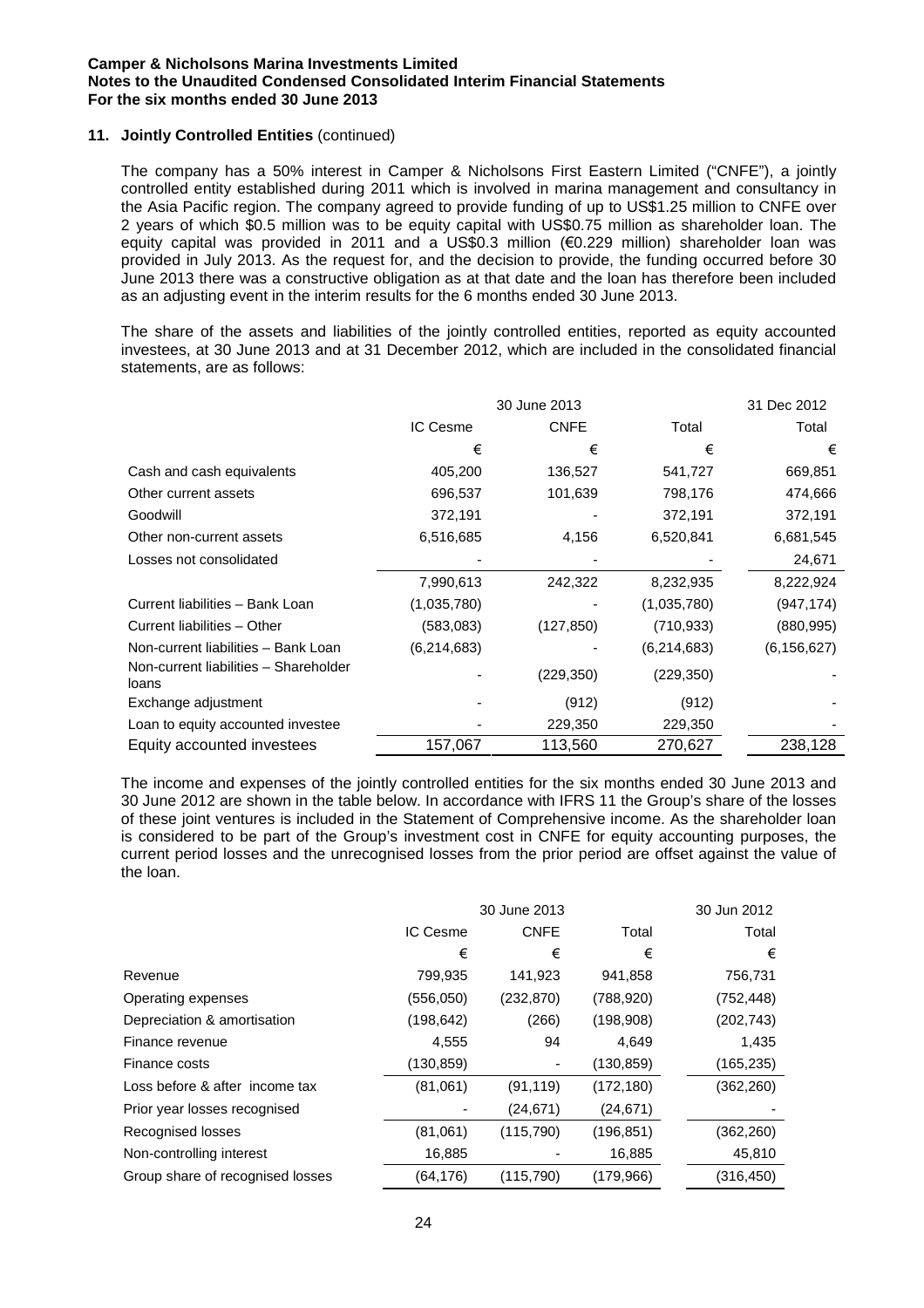**Camper & Nicholsons Marina Investments Limited**
**Notes to the Unaudited Condensed Consolidated Interim Financial Statements**
**For the six months ended 30 June 2013**

## 11. Jointly Controlled Entities (continued)

The company has a 50% interest in Camper & Nicholsons First Eastern Limited ("CNFE"), a jointly controlled entity established during 2011 which is involved in marina management and consultancy in the Asia Pacific region. The company agreed to provide funding of up to US$1.25 million to CNFE over 2 years of which $0.5 million was to be equity capital with US$0.75 million as shareholder loan. The equity capital was provided in 2011 and a US$0.3 million (€0.229 million) shareholder loan was provided in July 2013. As the request for, and the decision to provide, the funding occurred before 30 June 2013 there was a constructive obligation as at that date and the loan has therefore been included as an adjusting event in the interim results for the 6 months ended 30 June 2013.

The share of the assets and liabilities of the jointly controlled entities, reported as equity accounted investees, at 30 June 2013 and at 31 December 2012, which are included in the consolidated financial statements, are as follows:

| | 30 June 2013 | | | 31 Dec 2012 |
|---|---|---|---|---|
| | IC Cesme | CNFE | Total | Total |
| | € | € | € | € |
| Cash and cash equivalents | 405,200 | 136,527 | 541,727 | 669,851 |
| Other current assets | 696,537 | 101,639 | 798,176 | 474,666 |
| Goodwill | 372,191 | - | 372,191 | 372,191 |
| Other non-current assets | 6,516,685 | 4,156 | 6,520,841 | 6,681,545 |
| Losses not consolidated | - | - | - | 24,671 |
| | 7,990,613 | 242,322 | 8,232,935 | 8,222,924 |
| Current liabilities – Bank Loan | (1,035,780) | - | (1,035,780) | (947,174) |
| Current liabilities – Other | (583,083) | (127,850) | (710,933) | (880,995) |
| Non-current liabilities – Bank Loan | (6,214,683) | - | (6,214,683) | (6,156,627) |
| Non-current liabilities – Shareholder loans | - | (229,350) | (229,350) | - |
| Exchange adjustment | - | (912) | (912) | - |
| Loan to equity accounted investee | - | 229,350 | 229,350 | - |
| Equity accounted investees | 157,067 | 113,560 | 270,627 | 238,128 |

The income and expenses of the jointly controlled entities for the six months ended 30 June 2013 and 30 June 2012 are shown in the table below. In accordance with IFRS 11 the Group's share of the losses of these joint ventures is included in the Statement of Comprehensive income. As the shareholder loan is considered to be part of the Group's investment cost in CNFE for equity accounting purposes, the current period losses and the unrecognised losses from the prior period are offset against the value of the loan.

| | 30 June 2013 | | | 30 Jun 2012 |
|---|---|---|---|---|
| | IC Cesme | CNFE | Total | Total |
| | € | € | € | € |
| Revenue | 799,935 | 141,923 | 941,858 | 756,731 |
| Operating expenses | (556,050) | (232,870) | (788,920) | (752,448) |
| Depreciation & amortisation | (198,642) | (266) | (198,908) | (202,743) |
| Finance revenue | 4,555 | 94 | 4,649 | 1,435 |
| Finance costs | (130,859) | - | (130,859) | (165,235) |
| Loss before & after income tax | (81,061) | (91,119) | (172,180) | (362,260) |
| Prior year losses recognised | - | (24,671) | (24,671) | - |
| Recognised losses | (81,061) | (115,790) | (196,851) | (362,260) |
| Non-controlling interest | 16,885 | - | 16,885 | 45,810 |
| Group share of recognised losses | (64,176) | (115,790) | (179,966) | (316,450) |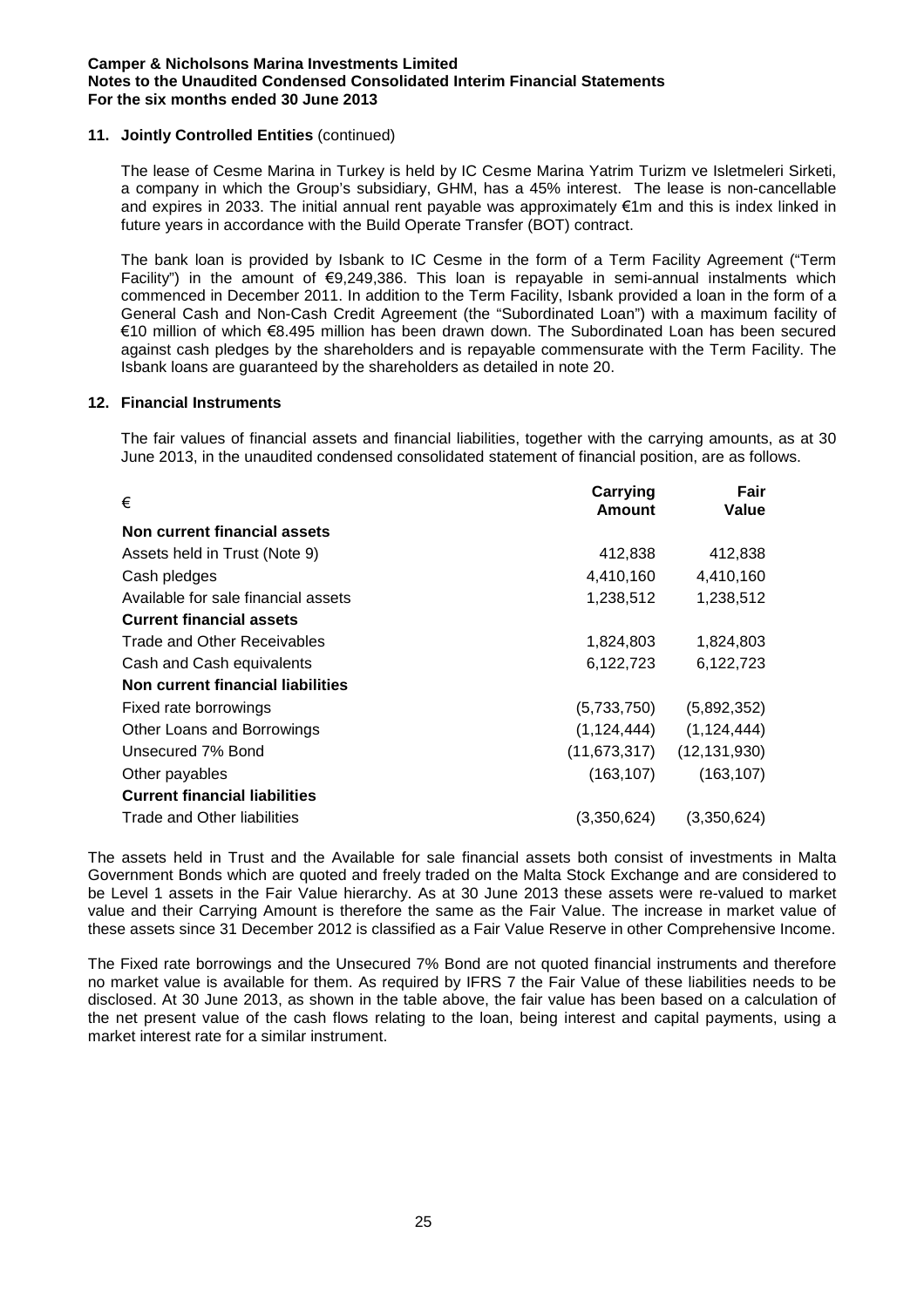### 11. Jointly Controlled Entities (continued)

The lease of Cesme Marina in Turkey is held by IC Cesme Marina Yatrim Turizm ve Isletmeleri Sirketi, a company in which the Group's subsidiary, GHM, has a 45% interest. The lease is non-cancellable and expires in 2033. The initial annual rent payable was approximately €1m and this is index linked in future years in accordance with the Build Operate Transfer (BOT) contract.

The bank loan is provided by Isbank to IC Cesme in the form of a Term Facility Agreement ("Term Facility") in the amount of €9,249,386. This loan is repayable in semi-annual instalments which commenced in December 2011. In addition to the Term Facility, Isbank provided a loan in the form of a General Cash and Non-Cash Credit Agreement (the "Subordinated Loan") with a maximum facility of €10 million of which €8.495 million has been drawn down. The Subordinated Loan has been secured against cash pledges by the shareholders and is repayable commensurate with the Term Facility. The Isbank loans are guaranteed by the shareholders as detailed in note 20.

### 12. Financial Instruments

The fair values of financial assets and financial liabilities, together with the carrying amounts, as at 30 June 2013, in the unaudited condensed consolidated statement of financial position, are as follows.

| € | Carrying Amount | Fair Value |
|---|---|---|
| **Non current financial assets** | | |
| Assets held in Trust (Note 9) | 412,838 | 412,838 |
| Cash pledges | 4,410,160 | 4,410,160 |
| Available for sale financial assets | 1,238,512 | 1,238,512 |
| **Current financial assets** | | |
| Trade and Other Receivables | 1,824,803 | 1,824,803 |
| Cash and Cash equivalents | 6,122,723 | 6,122,723 |
| **Non current financial liabilities** | | |
| Fixed rate borrowings | (5,733,750) | (5,892,352) |
| Other Loans and Borrowings | (1,124,444) | (1,124,444) |
| Unsecured 7% Bond | (11,673,317) | (12,131,930) |
| Other payables | (163,107) | (163,107) |
| **Current financial liabilities** | | |
| Trade and Other liabilities | (3,350,624) | (3,350,624) |

The assets held in Trust and the Available for sale financial assets both consist of investments in Malta Government Bonds which are quoted and freely traded on the Malta Stock Exchange and are considered to be Level 1 assets in the Fair Value hierarchy. As at 30 June 2013 these assets were re-valued to market value and their Carrying Amount is therefore the same as the Fair Value. The increase in market value of these assets since 31 December 2012 is classified as a Fair Value Reserve in other Comprehensive Income.

The Fixed rate borrowings and the Unsecured 7% Bond are not quoted financial instruments and therefore no market value is available for them. As required by IFRS 7 the Fair Value of these liabilities needs to be disclosed. At 30 June 2013, as shown in the table above, the fair value has been based on a calculation of the net present value of the cash flows relating to the loan, being interest and capital payments, using a market interest rate for a similar instrument.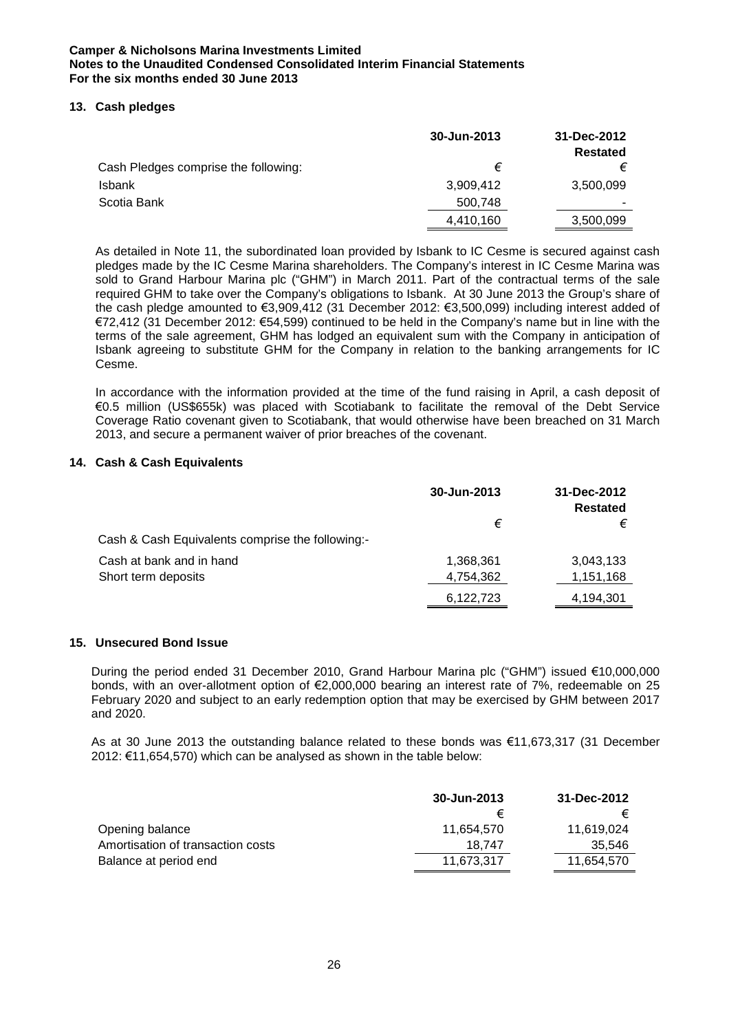## 13. Cash pledges

| | 30-Jun-2013 | 31-Dec-2012 Restated |
|---|---|---|
| Cash Pledges comprise the following: | € | € |
| Isbank | 3,909,412 | 3,500,099 |
| Scotia Bank | 500,748 | - |
| | 4,410,160 | 3,500,099 |

As detailed in Note 11, the subordinated loan provided by Isbank to IC Cesme is secured against cash pledges made by the IC Cesme Marina shareholders. The Company's interest in IC Cesme Marina was sold to Grand Harbour Marina plc ("GHM") in March 2011. Part of the contractual terms of the sale required GHM to take over the Company's obligations to Isbank. At 30 June 2013 the Group's share of the cash pledge amounted to €3,909,412 (31 December 2012: €3,500,099) including interest added of €72,412 (31 December 2012: €54,599) continued to be held in the Company's name but in line with the terms of the sale agreement, GHM has lodged an equivalent sum with the Company in anticipation of Isbank agreeing to substitute GHM for the Company in relation to the banking arrangements for IC Cesme.

In accordance with the information provided at the time of the fund raising in April, a cash deposit of €0.5 million (US$655k) was placed with Scotiabank to facilitate the removal of the Debt Service Coverage Ratio covenant given to Scotiabank, that would otherwise have been breached on 31 March 2013, and secure a permanent waiver of prior breaches of the covenant.

## 14. Cash & Cash Equivalents

| | 30-Jun-2013 | 31-Dec-2012 Restated |
|---|---|---|
| | € | € |
| Cash & Cash Equivalents comprise the following:- | | |
| Cash at bank and in hand | 1,368,361 | 3,043,133 |
| Short term deposits | 4,754,362 | 1,151,168 |
| | 6,122,723 | 4,194,301 |

## 15. Unsecured Bond Issue

During the period ended 31 December 2010, Grand Harbour Marina plc ("GHM") issued €10,000,000 bonds, with an over-allotment option of €2,000,000 bearing an interest rate of 7%, redeemable on 25 February 2020 and subject to an early redemption option that may be exercised by GHM between 2017 and 2020.

As at 30 June 2013 the outstanding balance related to these bonds was €11,673,317 (31 December 2012: €11,654,570) which can be analysed as shown in the table below:

| | 30-Jun-2013 | 31-Dec-2012 |
|---|---|---|
| | € | € |
| Opening balance | 11,654,570 | 11,619,024 |
| Amortisation of transaction costs | 18,747 | 35,546 |
| Balance at period end | 11,673,317 | 11,654,570 |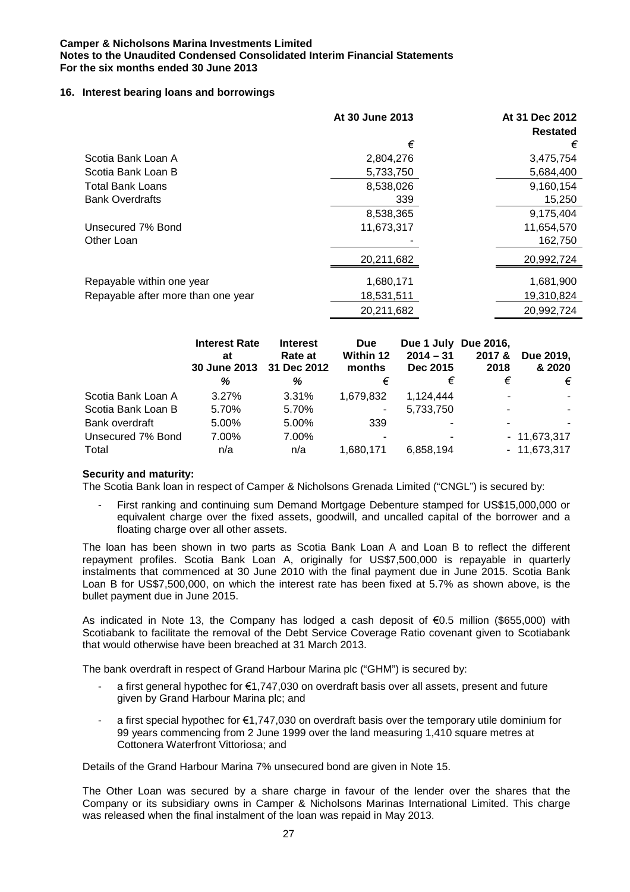## 16. Interest bearing loans and borrowings

| | At 30 June 2013 | At 31 Dec 2012 Restated |
|---|---|---|
| | € | € |
| Scotia Bank Loan A | 2,804,276 | 3,475,754 |
| Scotia Bank Loan B | 5,733,750 | 5,684,400 |
| Total Bank Loans | 8,538,026 | 9,160,154 |
| Bank Overdrafts | 339 | 15,250 |
| | 8,538,365 | 9,175,404 |
| Unsecured 7% Bond | 11,673,317 | 11,654,570 |
| Other Loan | - | 162,750 |
| | 20,211,682 | 20,992,724 |
| Repayable within one year | 1,680,171 | 1,681,900 |
| Repayable after more than one year | 18,531,511 | 19,310,824 |
| | 20,211,682 | 20,992,724 |

| | Interest Rate at 30 June 2013 | Interest Rate at 31 Dec 2012 | Due Within 12 months | Due 1 July 2014 – 31 Dec 2015 | Due 2016, 2017 & 2018 | Due 2019, & 2020 |
|---|---|---|---|---|---|---|
| | % | % | € | € | € | € |
| Scotia Bank Loan A | 3.27% | 3.31% | 1,679,832 | 1,124,444 | - | - |
| Scotia Bank Loan B | 5.70% | 5.70% | - | 5,733,750 | - | - |
| Bank overdraft | 5.00% | 5.00% | 339 | - | - | - |
| Unsecured 7% Bond | 7.00% | 7.00% | - | - | - | 11,673,317 |
| Total | n/a | n/a | 1,680,171 | 6,858,194 | - | 11,673,317 |

**Security and maturity:**

The Scotia Bank loan in respect of Camper & Nicholsons Grenada Limited ("CNGL") is secured by:

- First ranking and continuing sum Demand Mortgage Debenture stamped for US$15,000,000 or equivalent charge over the fixed assets, goodwill, and uncalled capital of the borrower and a floating charge over all other assets.

The loan has been shown in two parts as Scotia Bank Loan A and Loan B to reflect the different repayment profiles. Scotia Bank Loan A, originally for US$7,500,000 is repayable in quarterly instalments that commenced at 30 June 2010 with the final payment due in June 2015. Scotia Bank Loan B for US$7,500,000, on which the interest rate has been fixed at 5.7% as shown above, is the bullet payment due in June 2015.

As indicated in Note 13, the Company has lodged a cash deposit of €0.5 million ($655,000) with Scotiabank to facilitate the removal of the Debt Service Coverage Ratio covenant given to Scotiabank that would otherwise have been breached at 31 March 2013.

The bank overdraft in respect of Grand Harbour Marina plc ("GHM") is secured by:

- a first general hypothec for €1,747,030 on overdraft basis over all assets, present and future given by Grand Harbour Marina plc; and
- a first special hypothec for €1,747,030 on overdraft basis over the temporary utile dominium for 99 years commencing from 2 June 1999 over the land measuring 1,410 square metres at Cottonera Waterfront Vittoriosa; and

Details of the Grand Harbour Marina 7% unsecured bond are given in Note 15.

The Other Loan was secured by a share charge in favour of the lender over the shares that the Company or its subsidiary owns in Camper & Nicholsons Marinas International Limited. This charge was released when the final instalment of the loan was repaid in May 2013.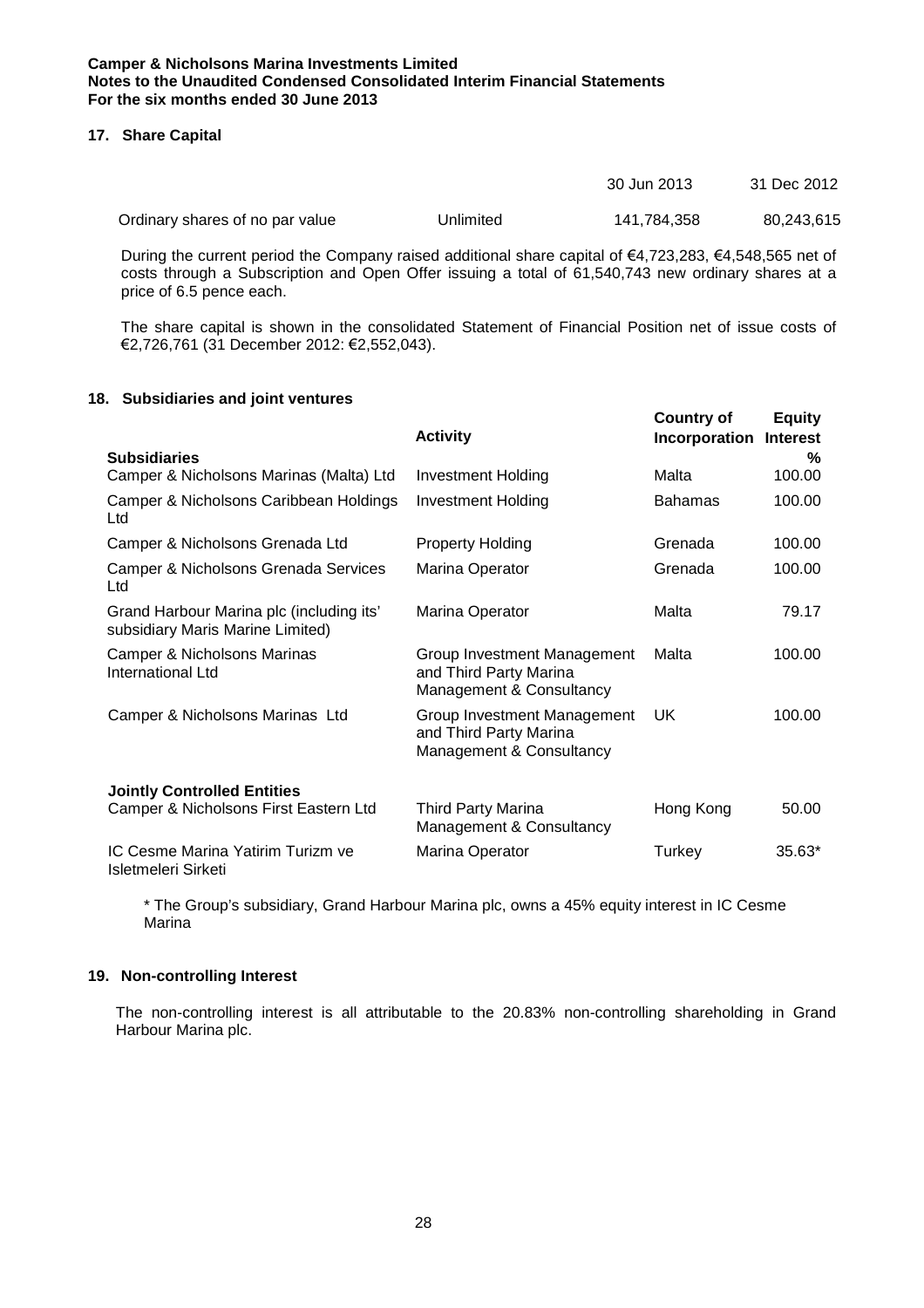## 17. Share Capital

| | | 30 Jun 2013 | 31 Dec 2012 |
|---|---|---|---|
| Ordinary shares of no par value | Unlimited | 141,784,358 | 80,243,615 |

During the current period the Company raised additional share capital of €4,723,283, €4,548,565 net of costs through a Subscription and Open Offer issuing a total of 61,540,743 new ordinary shares at a price of 6.5 pence each.

The share capital is shown in the consolidated Statement of Financial Position net of issue costs of €2,726,761 (31 December 2012: €2,552,043).

## 18. Subsidiaries and joint ventures

| | Activity | Country of Incorporation | Equity Interest % |
|---|---|---|---|
| **Subsidiaries** | | | |
| Camper & Nicholsons Marinas (Malta) Ltd | Investment Holding | Malta | 100.00 |
| Camper & Nicholsons Caribbean Holdings Ltd | Investment Holding | Bahamas | 100.00 |
| Camper & Nicholsons Grenada Ltd | Property Holding | Grenada | 100.00 |
| Camper & Nicholsons Grenada Services Ltd | Marina Operator | Grenada | 100.00 |
| Grand Harbour Marina plc (including its' subsidiary Maris Marine Limited) | Marina Operator | Malta | 79.17 |
| Camper & Nicholsons Marinas International Ltd | Group Investment Management and Third Party Marina Management & Consultancy | Malta | 100.00 |
| Camper & Nicholsons Marinas Ltd | Group Investment Management and Third Party Marina Management & Consultancy | UK | 100.00 |
| **Jointly Controlled Entities** | | | |
| Camper & Nicholsons First Eastern Ltd | Third Party Marina Management & Consultancy | Hong Kong | 50.00 |
| IC Cesme Marina Yatirim Turizm ve Isletmeleri Sirketi | Marina Operator | Turkey | 35.63* |

\* The Group's subsidiary, Grand Harbour Marina plc, owns a 45% equity interest in IC Cesme Marina

## 19. Non-controlling Interest

The non-controlling interest is all attributable to the 20.83% non-controlling shareholding in Grand Harbour Marina plc.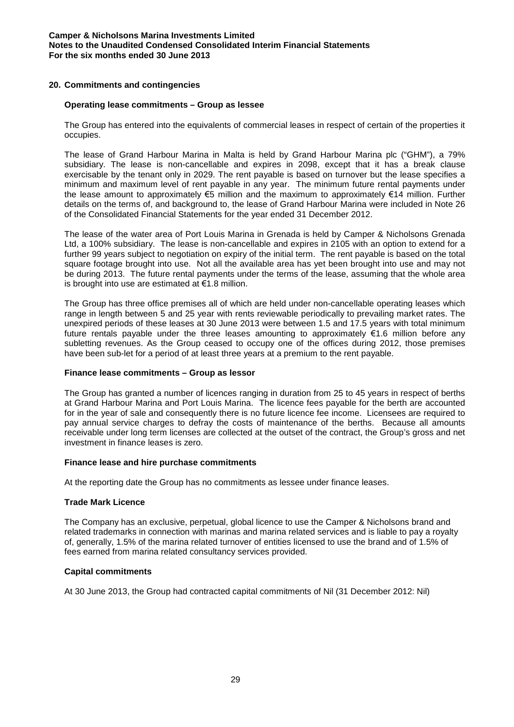## 20. Commitments and contingencies

### Operating lease commitments – Group as lessee

The Group has entered into the equivalents of commercial leases in respect of certain of the properties it occupies.

The lease of Grand Harbour Marina in Malta is held by Grand Harbour Marina plc ("GHM"), a 79% subsidiary. The lease is non-cancellable and expires in 2098, except that it has a break clause exercisable by the tenant only in 2029. The rent payable is based on turnover but the lease specifies a minimum and maximum level of rent payable in any year. The minimum future rental payments under the lease amount to approximately €5 million and the maximum to approximately €14 million. Further details on the terms of, and background to, the lease of Grand Harbour Marina were included in Note 26 of the Consolidated Financial Statements for the year ended 31 December 2012.

The lease of the water area of Port Louis Marina in Grenada is held by Camper & Nicholsons Grenada Ltd, a 100% subsidiary. The lease is non-cancellable and expires in 2105 with an option to extend for a further 99 years subject to negotiation on expiry of the initial term. The rent payable is based on the total square footage brought into use. Not all the available area has yet been brought into use and may not be during 2013. The future rental payments under the terms of the lease, assuming that the whole area is brought into use are estimated at €1.8 million.

The Group has three office premises all of which are held under non-cancellable operating leases which range in length between 5 and 25 year with rents reviewable periodically to prevailing market rates. The unexpired periods of these leases at 30 June 2013 were between 1.5 and 17.5 years with total minimum future rentals payable under the three leases amounting to approximately €1.6 million before any subletting revenues. As the Group ceased to occupy one of the offices during 2012, those premises have been sub-let for a period of at least three years at a premium to the rent payable.

### Finance lease commitments – Group as lessor

The Group has granted a number of licences ranging in duration from 25 to 45 years in respect of berths at Grand Harbour Marina and Port Louis Marina. The licence fees payable for the berth are accounted for in the year of sale and consequently there is no future licence fee income. Licensees are required to pay annual service charges to defray the costs of maintenance of the berths. Because all amounts receivable under long term licenses are collected at the outset of the contract, the Group's gross and net investment in finance leases is zero.

### Finance lease and hire purchase commitments

At the reporting date the Group has no commitments as lessee under finance leases.

### Trade Mark Licence

The Company has an exclusive, perpetual, global licence to use the Camper & Nicholsons brand and related trademarks in connection with marinas and marina related services and is liable to pay a royalty of, generally, 1.5% of the marina related turnover of entities licensed to use the brand and of 1.5% of fees earned from marina related consultancy services provided.

### Capital commitments

At 30 June 2013, the Group had contracted capital commitments of Nil (31 December 2012: Nil)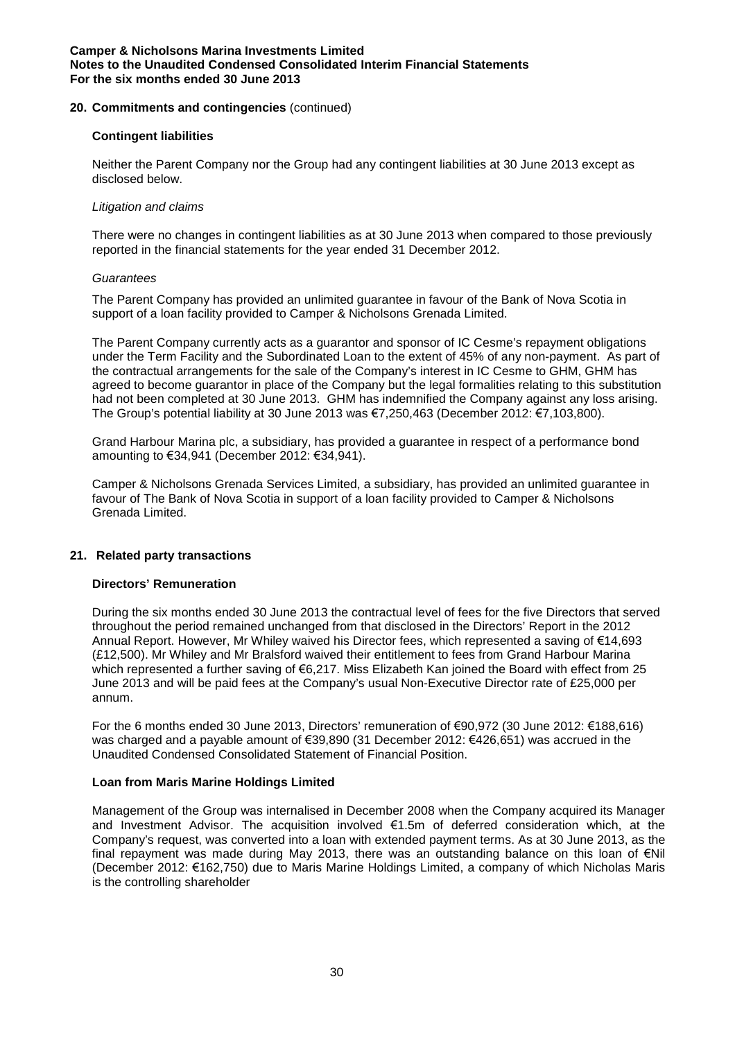## 20. Commitments and contingencies (continued)

### Contingent liabilities

Neither the Parent Company nor the Group had any contingent liabilities at 30 June 2013 except as disclosed below.

*Litigation and claims*

There were no changes in contingent liabilities as at 30 June 2013 when compared to those previously reported in the financial statements for the year ended 31 December 2012.

*Guarantees*

The Parent Company has provided an unlimited guarantee in favour of the Bank of Nova Scotia in support of a loan facility provided to Camper & Nicholsons Grenada Limited.

The Parent Company currently acts as a guarantor and sponsor of IC Cesme's repayment obligations under the Term Facility and the Subordinated Loan to the extent of 45% of any non-payment. As part of the contractual arrangements for the sale of the Company's interest in IC Cesme to GHM, GHM has agreed to become guarantor in place of the Company but the legal formalities relating to this substitution had not been completed at 30 June 2013. GHM has indemnified the Company against any loss arising. The Group's potential liability at 30 June 2013 was €7,250,463 (December 2012: €7,103,800).

Grand Harbour Marina plc, a subsidiary, has provided a guarantee in respect of a performance bond amounting to €34,941 (December 2012: €34,941).

Camper & Nicholsons Grenada Services Limited, a subsidiary, has provided an unlimited guarantee in favour of The Bank of Nova Scotia in support of a loan facility provided to Camper & Nicholsons Grenada Limited.

## 21. Related party transactions

### Directors' Remuneration

During the six months ended 30 June 2013 the contractual level of fees for the five Directors that served throughout the period remained unchanged from that disclosed in the Directors' Report in the 2012 Annual Report. However, Mr Whiley waived his Director fees, which represented a saving of €14,693 (£12,500). Mr Whiley and Mr Bralsford waived their entitlement to fees from Grand Harbour Marina which represented a further saving of €6,217. Miss Elizabeth Kan joined the Board with effect from 25 June 2013 and will be paid fees at the Company's usual Non-Executive Director rate of £25,000 per annum.

For the 6 months ended 30 June 2013, Directors' remuneration of €90,972 (30 June 2012: €188,616) was charged and a payable amount of €39,890 (31 December 2012: €426,651) was accrued in the Unaudited Condensed Consolidated Statement of Financial Position.

### Loan from Maris Marine Holdings Limited

Management of the Group was internalised in December 2008 when the Company acquired its Manager and Investment Advisor. The acquisition involved €1.5m of deferred consideration which, at the Company's request, was converted into a loan with extended payment terms. As at 30 June 2013, as the final repayment was made during May 2013, there was an outstanding balance on this loan of €Nil (December 2012: €162,750) due to Maris Marine Holdings Limited, a company of which Nicholas Maris is the controlling shareholder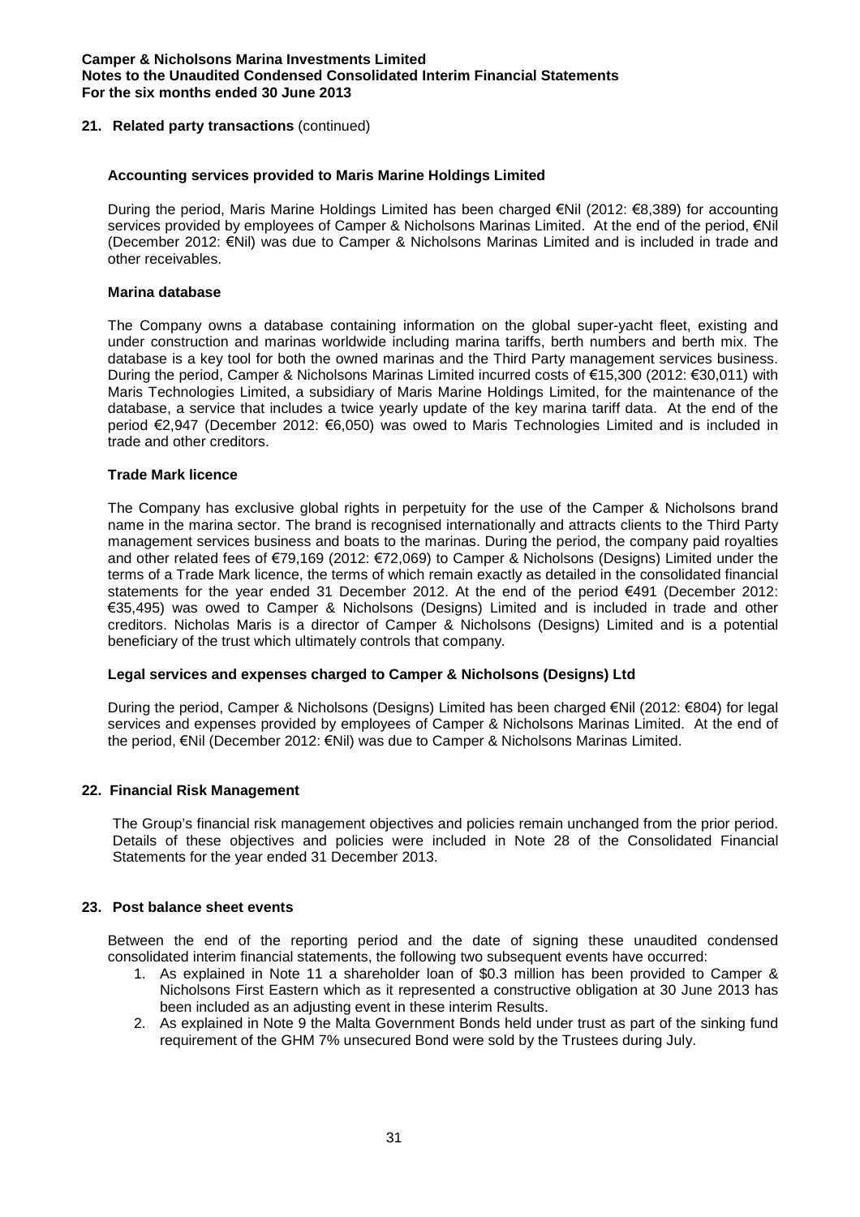## 21. Related party transactions (continued)

### Accounting services provided to Maris Marine Holdings Limited

During the period, Maris Marine Holdings Limited has been charged €Nil (2012: €8,389) for accounting services provided by employees of Camper & Nicholsons Marinas Limited. At the end of the period, €Nil (December 2012: €Nil) was due to Camper & Nicholsons Marinas Limited and is included in trade and other receivables.

### Marina database

The Company owns a database containing information on the global super-yacht fleet, existing and under construction and marinas worldwide including marina tariffs, berth numbers and berth mix. The database is a key tool for both the owned marinas and the Third Party management services business. During the period, Camper & Nicholsons Marinas Limited incurred costs of €15,300 (2012: €30,011) with Maris Technologies Limited, a subsidiary of Maris Marine Holdings Limited, for the maintenance of the database, a service that includes a twice yearly update of the key marina tariff data. At the end of the period €2,947 (December 2012: €6,050) was owed to Maris Technologies Limited and is included in trade and other creditors.

### Trade Mark licence

The Company has exclusive global rights in perpetuity for the use of the Camper & Nicholsons brand name in the marina sector. The brand is recognised internationally and attracts clients to the Third Party management services business and boats to the marinas. During the period, the company paid royalties and other related fees of €79,169 (2012: €72,069) to Camper & Nicholsons (Designs) Limited under the terms of a Trade Mark licence, the terms of which remain exactly as detailed in the consolidated financial statements for the year ended 31 December 2012. At the end of the period €491 (December 2012: €35,495) was owed to Camper & Nicholsons (Designs) Limited and is included in trade and other creditors. Nicholas Maris is a director of Camper & Nicholsons (Designs) Limited and is a potential beneficiary of the trust which ultimately controls that company.

### Legal services and expenses charged to Camper & Nicholsons (Designs) Ltd

During the period, Camper & Nicholsons (Designs) Limited has been charged €Nil (2012: €804) for legal services and expenses provided by employees of Camper & Nicholsons Marinas Limited. At the end of the period, €Nil (December 2012: €Nil) was due to Camper & Nicholsons Marinas Limited.

## 22. Financial Risk Management

The Group's financial risk management objectives and policies remain unchanged from the prior period. Details of these objectives and policies were included in Note 28 of the Consolidated Financial Statements for the year ended 31 December 2013.

## 23. Post balance sheet events

Between the end of the reporting period and the date of signing these unaudited condensed consolidated interim financial statements, the following two subsequent events have occurred:

1. As explained in Note 11 a shareholder loan of $0.3 million has been provided to Camper & Nicholsons First Eastern which as it represented a constructive obligation at 30 June 2013 has been included as an adjusting event in these interim Results.
2. As explained in Note 9 the Malta Government Bonds held under trust as part of the sinking fund requirement of the GHM 7% unsecured Bond were sold by the Trustees during July.